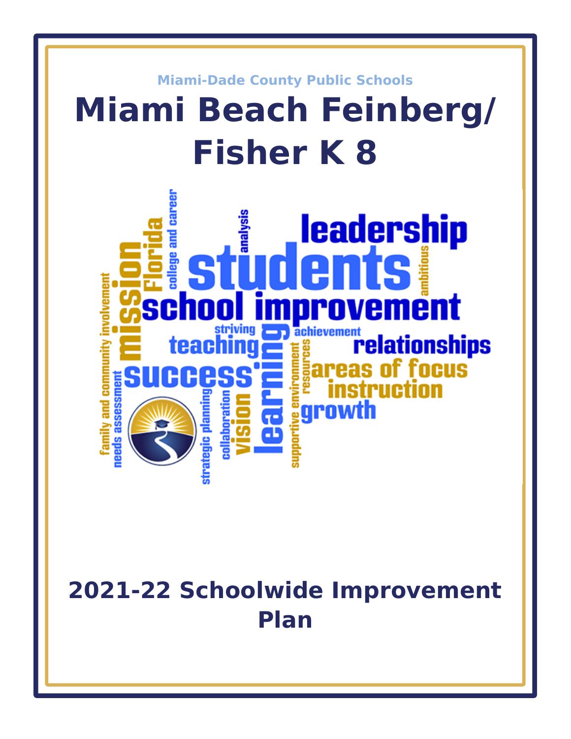Miami-Dade County Public Schools

# Miami Beach Feinberg/ Fisher K 8

## 2021-22 Schoolwide Improvement Plan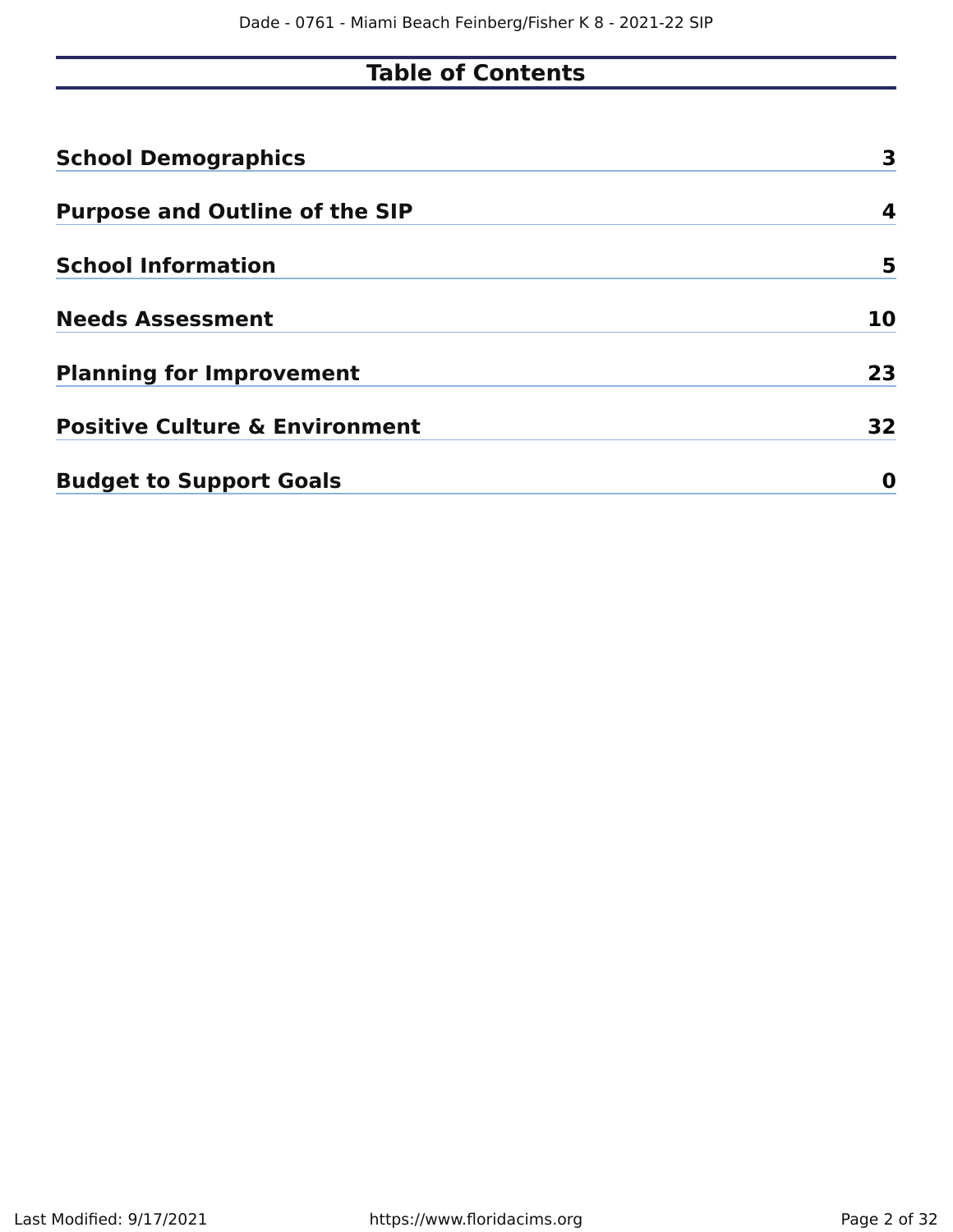# Table of Contents

| | |
|---|---|
| **School Demographics** | **3** |
| **Purpose and Outline of the SIP** | **4** |
| **School Information** | **5** |
| **Needs Assessment** | **10** |
| **Planning for Improvement** | **23** |
| **Positive Culture & Environment** | **32** |
| **Budget to Support Goals** | **0** |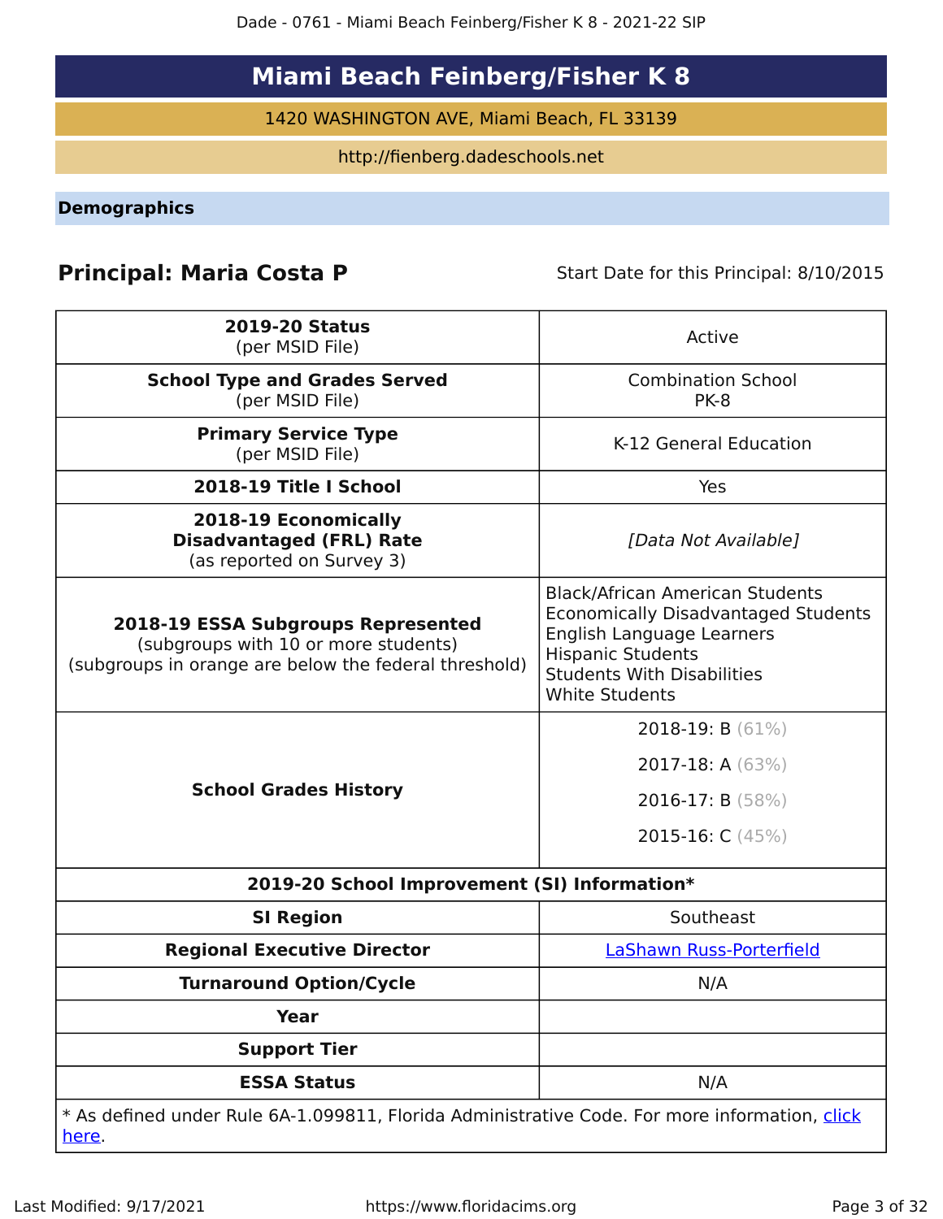# Miami Beach Feinberg/Fisher K 8

1420 WASHINGTON AVE, Miami Beach, FL 33139

http://fienberg.dadeschools.net

## Demographics

**Principal: Maria Costa P**

Start Date for this Principal: 8/10/2015

| | |
|---|---|
| **2019-20 Status** (per MSID File) | Active |
| **School Type and Grades Served** (per MSID File) | Combination School PK-8 |
| **Primary Service Type** (per MSID File) | K-12 General Education |
| **2018-19 Title I School** | Yes |
| **2018-19 Economically Disadvantaged (FRL) Rate** (as reported on Survey 3) | *[Data Not Available]* |
| **2018-19 ESSA Subgroups Represented** (subgroups with 10 or more students) (subgroups in orange are below the federal threshold) | Black/African American Students<br>Economically Disadvantaged Students<br>English Language Learners<br>Hispanic Students<br>Students With Disabilities<br>White Students |
| **School Grades History** | 2018-19: B (61%)<br>2017-18: A (63%)<br>2016-17: B (58%)<br>2015-16: C (45%) |
| **2019-20 School Improvement (SI) Information*** | |
| **SI Region** | Southeast |
| **Regional Executive Director** | LaShawn Russ-Porterfield |
| **Turnaround Option/Cycle** | N/A |
| **Year** | |
| **Support Tier** | |
| **ESSA Status** | N/A |

* As defined under Rule 6A-1.099811, Florida Administrative Code. For more information, click here.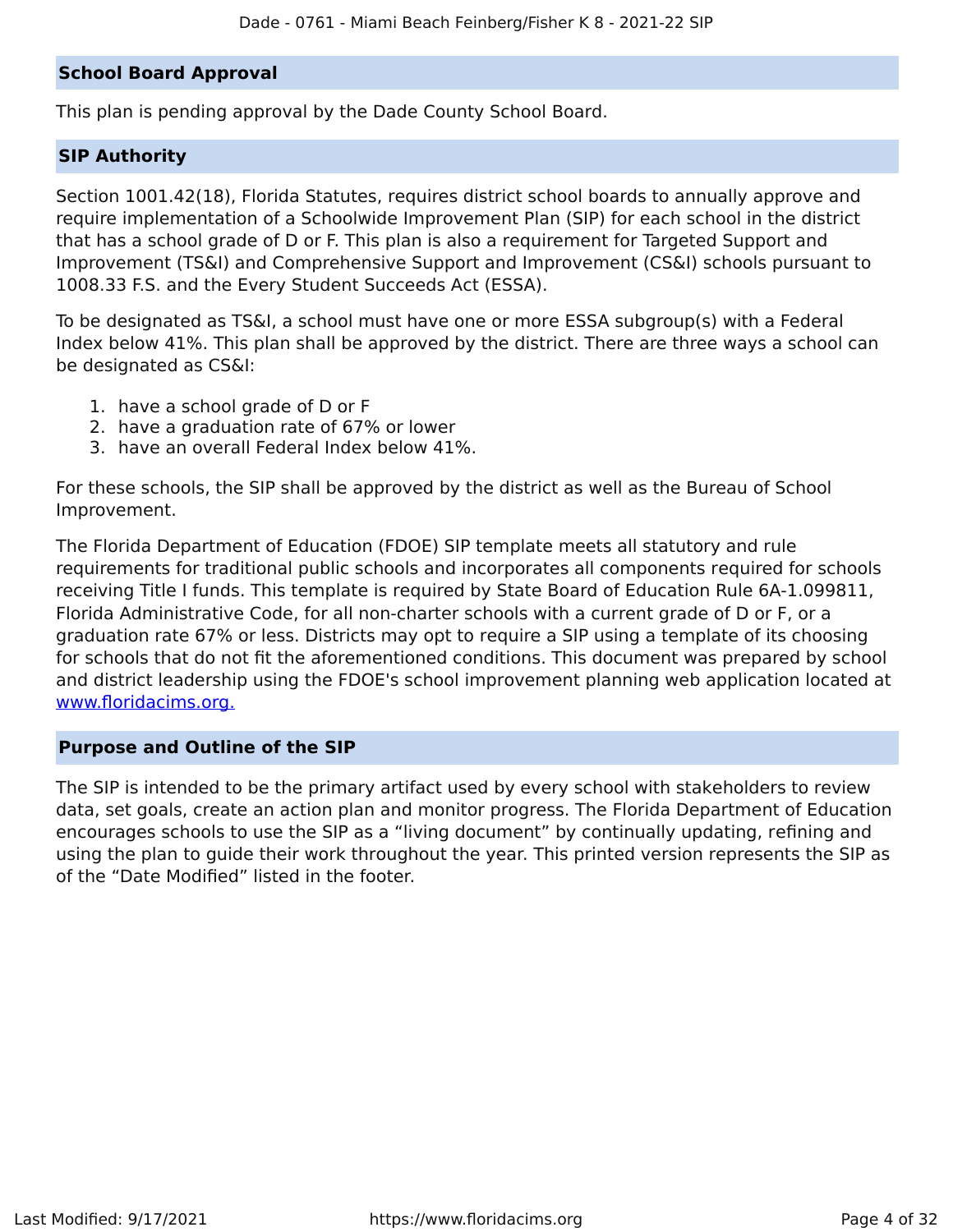## School Board Approval

This plan is pending approval by the Dade County School Board.

## SIP Authority

Section 1001.42(18), Florida Statutes, requires district school boards to annually approve and require implementation of a Schoolwide Improvement Plan (SIP) for each school in the district that has a school grade of D or F. This plan is also a requirement for Targeted Support and Improvement (TS&I) and Comprehensive Support and Improvement (CS&I) schools pursuant to 1008.33 F.S. and the Every Student Succeeds Act (ESSA).

To be designated as TS&I, a school must have one or more ESSA subgroup(s) with a Federal Index below 41%. This plan shall be approved by the district. There are three ways a school can be designated as CS&I:

1. have a school grade of D or F
2. have a graduation rate of 67% or lower
3. have an overall Federal Index below 41%.

For these schools, the SIP shall be approved by the district as well as the Bureau of School Improvement.

The Florida Department of Education (FDOE) SIP template meets all statutory and rule requirements for traditional public schools and incorporates all components required for schools receiving Title I funds. This template is required by State Board of Education Rule 6A-1.099811, Florida Administrative Code, for all non-charter schools with a current grade of D or F, or a graduation rate 67% or less. Districts may opt to require a SIP using a template of its choosing for schools that do not fit the aforementioned conditions. This document was prepared by school and district leadership using the FDOE's school improvement planning web application located at [www.floridacims.org.](https://www.floridacims.org)

## Purpose and Outline of the SIP

The SIP is intended to be the primary artifact used by every school with stakeholders to review data, set goals, create an action plan and monitor progress. The Florida Department of Education encourages schools to use the SIP as a "living document" by continually updating, refining and using the plan to guide their work throughout the year. This printed version represents the SIP as of the "Date Modified" listed in the footer.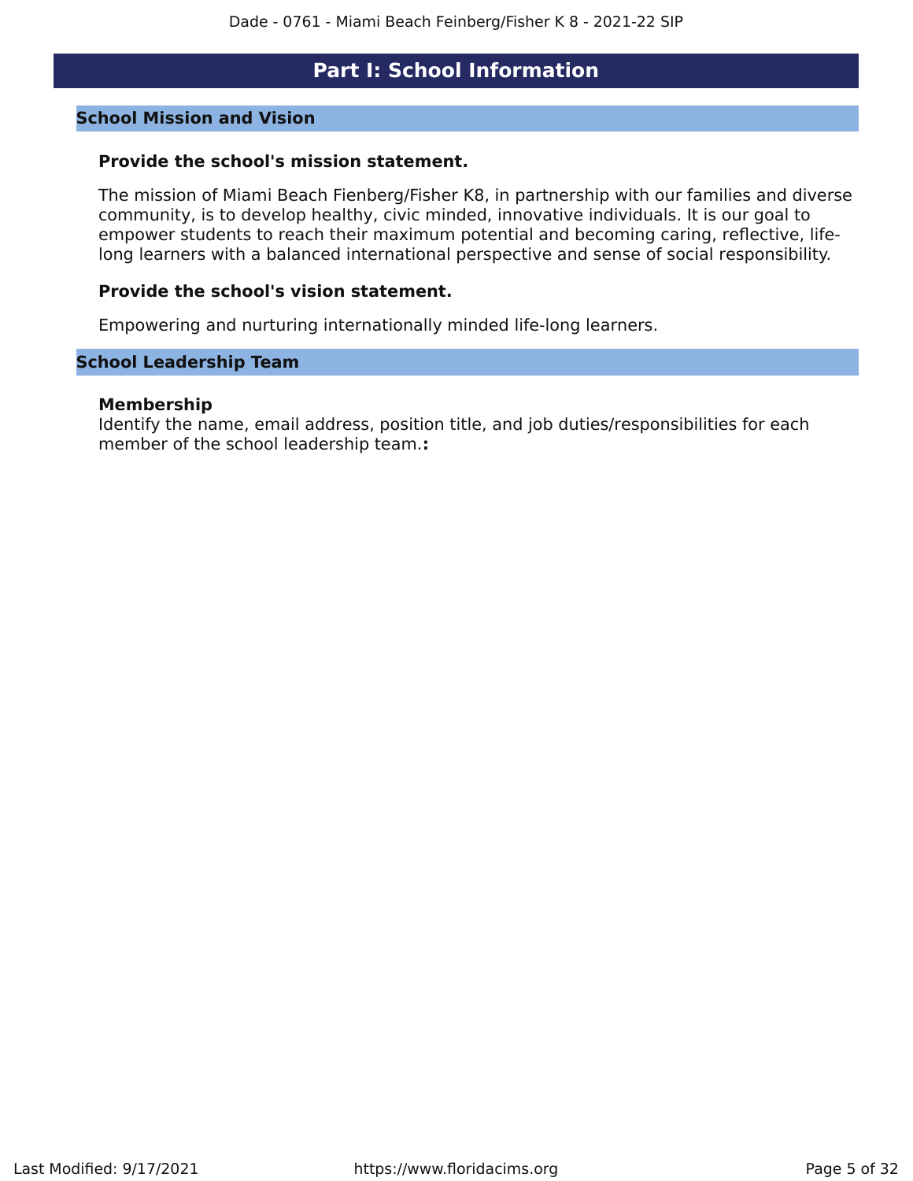# Part I: School Information

## School Mission and Vision

### Provide the school's mission statement.

The mission of Miami Beach Fienberg/Fisher K8, in partnership with our families and diverse community, is to develop healthy, civic minded, innovative individuals. It is our goal to empower students to reach their maximum potential and becoming caring, reflective, life-long learners with a balanced international perspective and sense of social responsibility.

### Provide the school's vision statement.

Empowering and nurturing internationally minded life-long learners.

## School Leadership Team

**Membership**

Identify the name, email address, position title, and job duties/responsibilities for each member of the school leadership team.**:**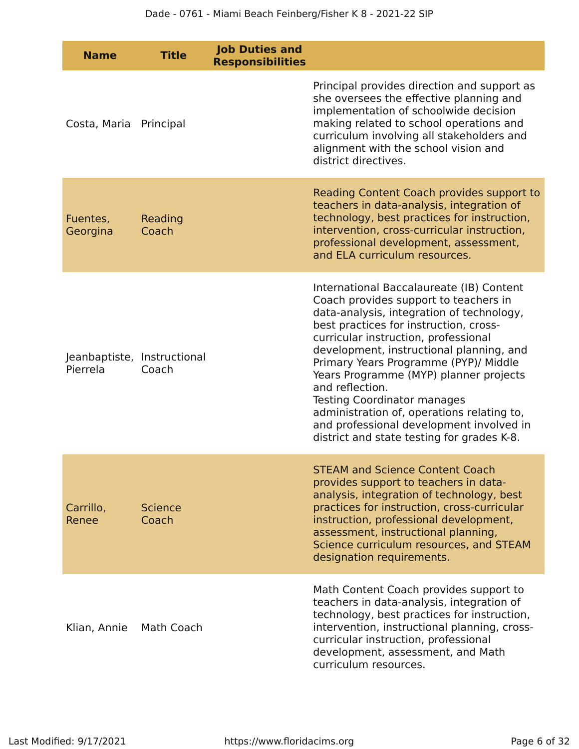| Name | Title | Job Duties and Responsibilities |
|---|---|---|
| Costa, Maria | Principal | Principal provides direction and support as she oversees the effective planning and implementation of schoolwide decision making related to school operations and curriculum involving all stakeholders and alignment with the school vision and district directives. |
| Fuentes, Georgina | Reading Coach | Reading Content Coach provides support to teachers in data-analysis, integration of technology, best practices for instruction, intervention, cross-curricular instruction, professional development, assessment, and ELA curriculum resources. |
| Jeanbaptiste, Pierrela | Instructional Coach | International Baccalaureate (IB) Content Coach provides support to teachers in data-analysis, integration of technology, best practices for instruction, cross-curricular instruction, professional development, instructional planning, and Primary Years Programme (PYP)/ Middle Years Programme (MYP) planner projects and reflection.<br>Testing Coordinator manages administration of, operations relating to, and professional development involved in district and state testing for grades K-8. |
| Carrillo, Renee | Science Coach | STEAM and Science Content Coach provides support to teachers in data-analysis, integration of technology, best practices for instruction, cross-curricular instruction, professional development, assessment, instructional planning, Science curriculum resources, and STEAM designation requirements. |
| Klian, Annie | Math Coach | Math Content Coach provides support to teachers in data-analysis, integration of technology, best practices for instruction, intervention, instructional planning, cross-curricular instruction, professional development, assessment, and Math curriculum resources. |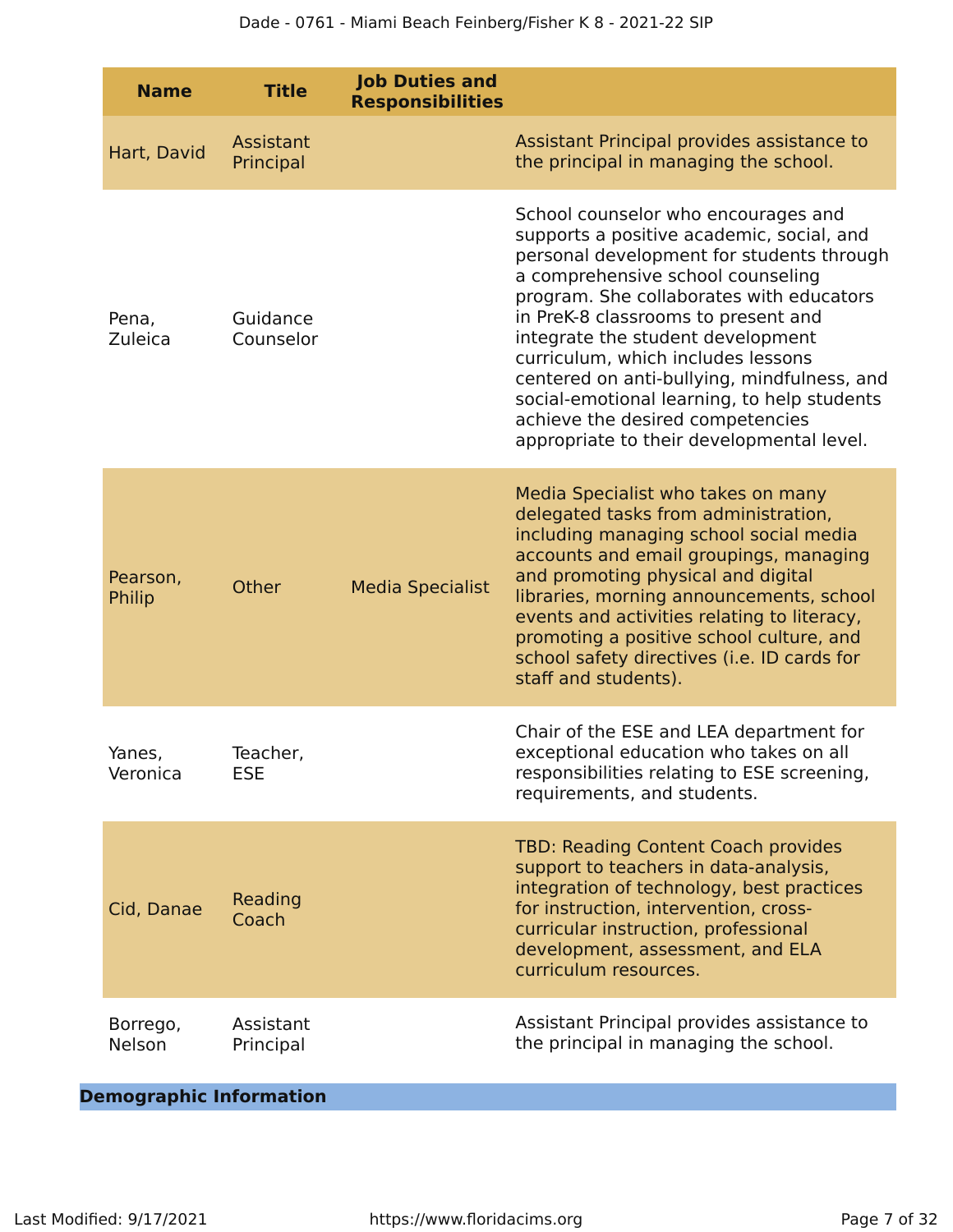| Name | Title | Job Duties and Responsibilities | |
|---|---|---|---|
| Hart, David | Assistant Principal | | Assistant Principal provides assistance to the principal in managing the school. |
| Pena, Zuleica | Guidance Counselor | | School counselor who encourages and supports a positive academic, social, and personal development for students through a comprehensive school counseling program. She collaborates with educators in PreK-8 classrooms to present and integrate the student development curriculum, which includes lessons centered on anti-bullying, mindfulness, and social-emotional learning, to help students achieve the desired competencies appropriate to their developmental level. |
| Pearson, Philip | Other | Media Specialist | Media Specialist who takes on many delegated tasks from administration, including managing school social media accounts and email groupings, managing and promoting physical and digital libraries, morning announcements, school events and activities relating to literacy, promoting a positive school culture, and school safety directives (i.e. ID cards for staff and students). |
| Yanes, Veronica | Teacher, ESE | | Chair of the ESE and LEA department for exceptional education who takes on all responsibilities relating to ESE screening, requirements, and students. |
| Cid, Danae | Reading Coach | | TBD: Reading Content Coach provides support to teachers in data-analysis, integration of technology, best practices for instruction, intervention, cross-curricular instruction, professional development, assessment, and ELA curriculum resources. |
| Borrego, Nelson | Assistant Principal | | Assistant Principal provides assistance to the principal in managing the school. |

## Demographic Information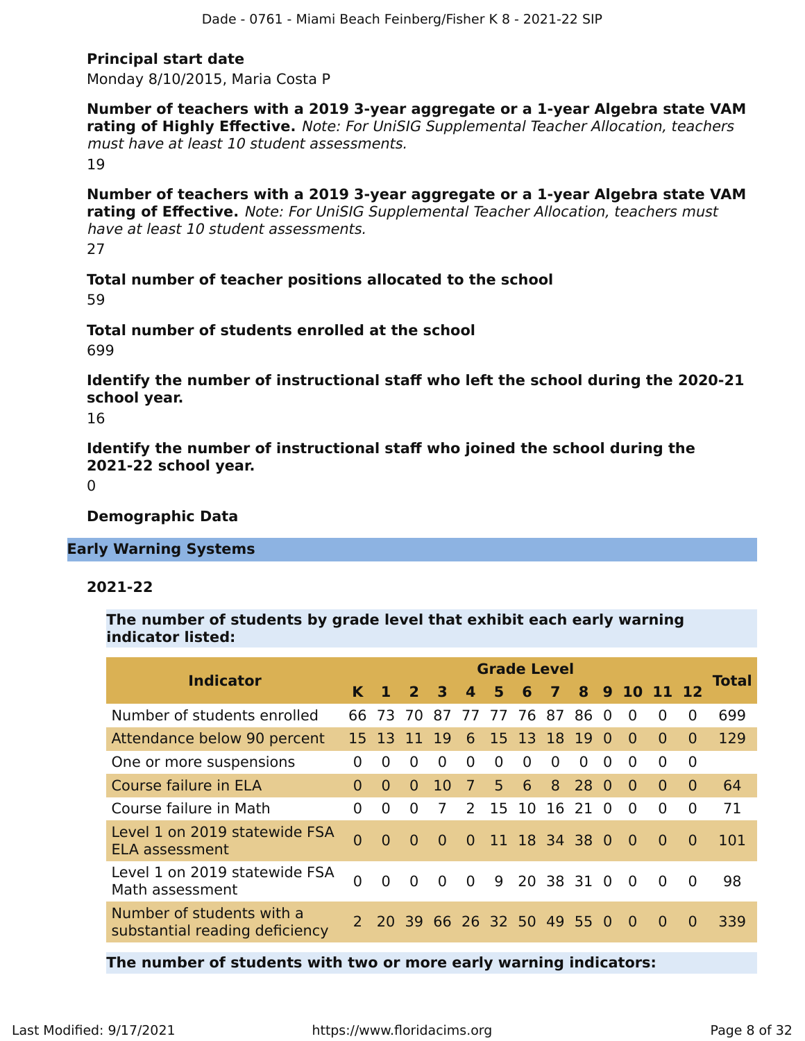**Principal start date**

Monday 8/10/2015, Maria Costa P

**Number of teachers with a 2019 3-year aggregate or a 1-year Algebra state VAM rating of Highly Effective.** *Note: For UniSIG Supplemental Teacher Allocation, teachers must have at least 10 student assessments.*

19

**Number of teachers with a 2019 3-year aggregate or a 1-year Algebra state VAM rating of Effective.** *Note: For UniSIG Supplemental Teacher Allocation, teachers must have at least 10 student assessments.*

27

**Total number of teacher positions allocated to the school**

59

**Total number of students enrolled at the school**

699

**Identify the number of instructional staff who left the school during the 2020-21 school year.**

16

**Identify the number of instructional staff who joined the school during the 2021-22 school year.**

0

**Demographic Data**

## Early Warning Systems

### 2021-22

**The number of students by grade level that exhibit each early warning indicator listed:**

| Indicator | Grade Level | | | | | | | | | | | | | Total |
|---|---|---|---|---|---|---|---|---|---|---|---|---|---|---|
| | K | 1 | 2 | 3 | 4 | 5 | 6 | 7 | 8 | 9 | 10 | 11 | 12 | |
| Number of students enrolled | 66 | 73 | 70 | 87 | 77 | 77 | 76 | 87 | 86 | 0 | 0 | 0 | 0 | 699 |
| Attendance below 90 percent | 15 | 13 | 11 | 19 | 6 | 15 | 13 | 18 | 19 | 0 | 0 | 0 | 0 | 129 |
| One or more suspensions | 0 | 0 | 0 | 0 | 0 | 0 | 0 | 0 | 0 | 0 | 0 | 0 | 0 | |
| Course failure in ELA | 0 | 0 | 0 | 10 | 7 | 5 | 6 | 8 | 28 | 0 | 0 | 0 | 0 | 64 |
| Course failure in Math | 0 | 0 | 0 | 7 | 2 | 15 | 10 | 16 | 21 | 0 | 0 | 0 | 0 | 71 |
| Level 1 on 2019 statewide FSA ELA assessment | 0 | 0 | 0 | 0 | 0 | 11 | 18 | 34 | 38 | 0 | 0 | 0 | 0 | 101 |
| Level 1 on 2019 statewide FSA Math assessment | 0 | 0 | 0 | 0 | 0 | 9 | 20 | 38 | 31 | 0 | 0 | 0 | 0 | 98 |
| Number of students with a substantial reading deficiency | 2 | 20 | 39 | 66 | 26 | 32 | 50 | 49 | 55 | 0 | 0 | 0 | 0 | 339 |

**The number of students with two or more early warning indicators:**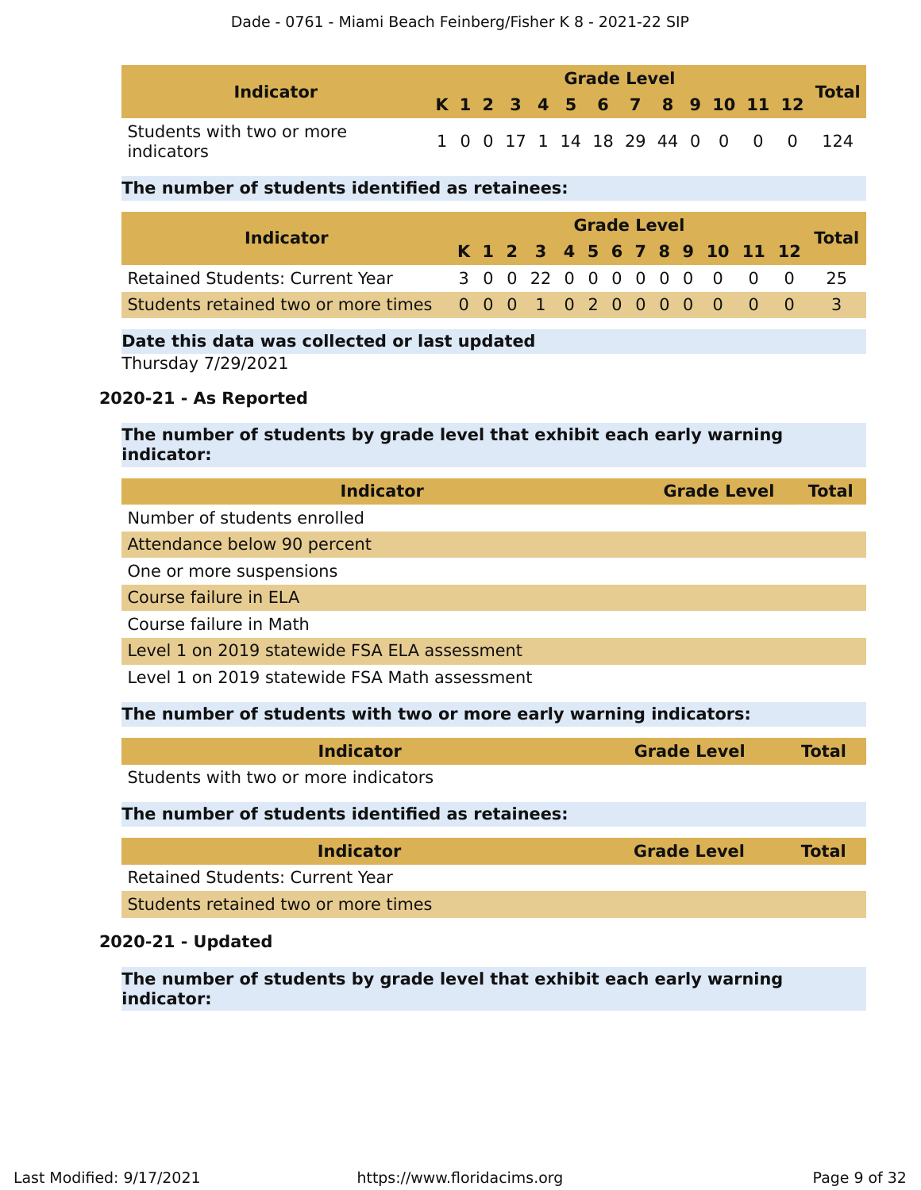| Indicator | Grade Level | | | | | | | | | | | | | Total |
|---|---|---|---|---|---|---|---|---|---|---|---|---|---|---|
| | K | 1 | 2 | 3 | 4 | 5 | 6 | 7 | 8 | 9 | 10 | 11 | 12 | |
| Students with two or more indicators | 1 | 0 | 0 | 17 | 1 | 14 | 18 | 29 | 44 | 0 | 0 | 0 | 0 | 124 |

**The number of students identified as retainees:**

| Indicator | Grade Level | | | | | | | | | | | | | Total |
|---|---|---|---|---|---|---|---|---|---|---|---|---|---|---|
| | K | 1 | 2 | 3 | 4 | 5 | 6 | 7 | 8 | 9 | 10 | 11 | 12 | |
| Retained Students: Current Year | 3 | 0 | 0 | 22 | 0 | 0 | 0 | 0 | 0 | 0 | 0 | 0 | 0 | 25 |
| Students retained two or more times | 0 | 0 | 0 | 1 | 0 | 2 | 0 | 0 | 0 | 0 | 0 | 0 | 0 | 3 |

**Date this data was collected or last updated**

Thursday 7/29/2021

### 2020-21 - As Reported

**The number of students by grade level that exhibit each early warning indicator:**

| Indicator | Grade Level | Total |
|---|---|---|
| Number of students enrolled | | |
| Attendance below 90 percent | | |
| One or more suspensions | | |
| Course failure in ELA | | |
| Course failure in Math | | |
| Level 1 on 2019 statewide FSA ELA assessment | | |
| Level 1 on 2019 statewide FSA Math assessment | | |

**The number of students with two or more early warning indicators:**

| Indicator | Grade Level | Total |
|---|---|---|
| Students with two or more indicators | | |

**The number of students identified as retainees:**

| Indicator | Grade Level | Total |
|---|---|---|
| Retained Students: Current Year | | |
| Students retained two or more times | | |

### 2020-21 - Updated

**The number of students by grade level that exhibit each early warning indicator:**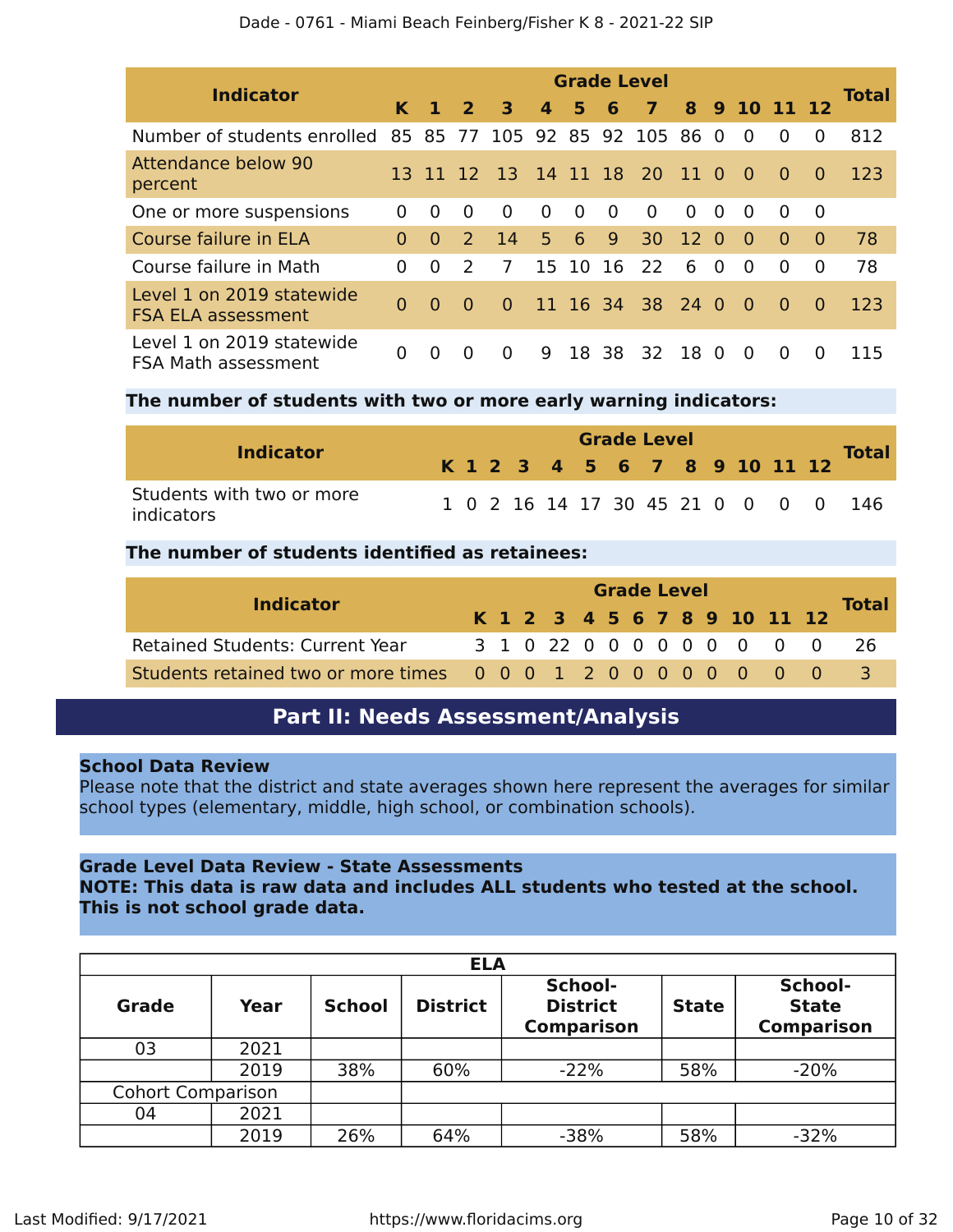| Indicator | Grade Level | | | | | | | | | | | | | Total |
|---|---|---|---|---|---|---|---|---|---|---|---|---|---|---|
| | K | 1 | 2 | 3 | 4 | 5 | 6 | 7 | 8 | 9 | 10 | 11 | 12 | |
| Number of students enrolled | 85 | 85 | 77 | 105 | 92 | 85 | 92 | 105 | 86 | 0 | 0 | 0 | 0 | 812 |
| Attendance below 90 percent | 13 | 11 | 12 | 13 | 14 | 11 | 18 | 20 | 11 | 0 | 0 | 0 | 0 | 123 |
| One or more suspensions | 0 | 0 | 0 | 0 | 0 | 0 | 0 | 0 | 0 | 0 | 0 | 0 | 0 | |
| Course failure in ELA | 0 | 0 | 2 | 14 | 5 | 6 | 9 | 30 | 12 | 0 | 0 | 0 | 0 | 78 |
| Course failure in Math | 0 | 0 | 2 | 7 | 15 | 10 | 16 | 22 | 6 | 0 | 0 | 0 | 0 | 78 |
| Level 1 on 2019 statewide FSA ELA assessment | 0 | 0 | 0 | 0 | 11 | 16 | 34 | 38 | 24 | 0 | 0 | 0 | 0 | 123 |
| Level 1 on 2019 statewide FSA Math assessment | 0 | 0 | 0 | 0 | 9 | 18 | 38 | 32 | 18 | 0 | 0 | 0 | 0 | 115 |

**The number of students with two or more early warning indicators:**

| Indicator | Grade Level | | | | | | | | | | | | | Total |
|---|---|---|---|---|---|---|---|---|---|---|---|---|---|---|
| | K | 1 | 2 | 3 | 4 | 5 | 6 | 7 | 8 | 9 | 10 | 11 | 12 | |
| Students with two or more indicators | 1 | 0 | 2 | 16 | 14 | 17 | 30 | 45 | 21 | 0 | 0 | 0 | 0 | 146 |

**The number of students identified as retainees:**

| Indicator | Grade Level | | | | | | | | | | | | | Total |
|---|---|---|---|---|---|---|---|---|---|---|---|---|---|---|
| | K | 1 | 2 | 3 | 4 | 5 | 6 | 7 | 8 | 9 | 10 | 11 | 12 | |
| Retained Students: Current Year | 3 | 1 | 0 | 22 | 0 | 0 | 0 | 0 | 0 | 0 | 0 | 0 | 0 | 26 |
| Students retained two or more times | 0 | 0 | 0 | 1 | 2 | 0 | 0 | 0 | 0 | 0 | 0 | 0 | 0 | 3 |

## Part II: Needs Assessment/Analysis

**School Data Review**
Please note that the district and state averages shown here represent the averages for similar school types (elementary, middle, high school, or combination schools).

**Grade Level Data Review - State Assessments**
**NOTE: This data is raw data and includes ALL students who tested at the school. This is not school grade data.**

| ELA | | | | | | |
|---|---|---|---|---|---|---|
| **Grade** | **Year** | **School** | **District** | **School-District Comparison** | **State** | **School-State Comparison** |
| 03 | 2021 | | | | | |
| | 2019 | 38% | 60% | -22% | 58% | -20% |
| Cohort Comparison | | | | | | |
| 04 | 2021 | | | | | |
| | 2019 | 26% | 64% | -38% | 58% | -32% |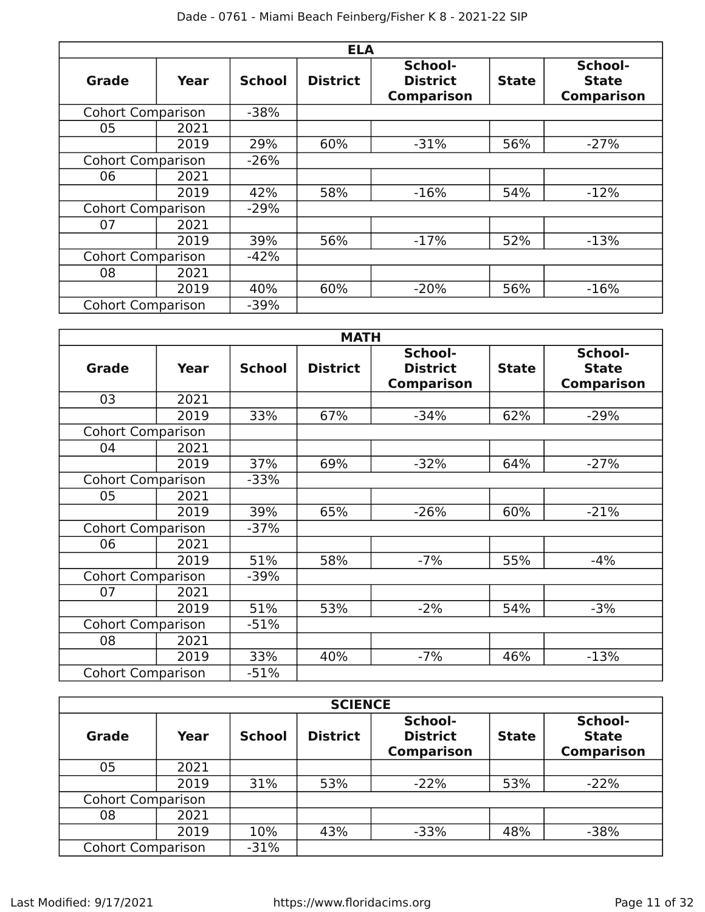| ELA | | | | | | |
|---|---|---|---|---|---|---|
| **Grade** | **Year** | **School** | **District** | **School-District Comparison** | **State** | **School-State Comparison** |
| Cohort Comparison | | -38% | | | | |
| 05 | 2021 | | | | | |
| | 2019 | 29% | 60% | -31% | 56% | -27% |
| Cohort Comparison | | -26% | | | | |
| 06 | 2021 | | | | | |
| | 2019 | 42% | 58% | -16% | 54% | -12% |
| Cohort Comparison | | -29% | | | | |
| 07 | 2021 | | | | | |
| | 2019 | 39% | 56% | -17% | 52% | -13% |
| Cohort Comparison | | -42% | | | | |
| 08 | 2021 | | | | | |
| | 2019 | 40% | 60% | -20% | 56% | -16% |
| Cohort Comparison | | -39% | | | | |

| MATH | | | | | | |
|---|---|---|---|---|---|---|
| **Grade** | **Year** | **School** | **District** | **School-District Comparison** | **State** | **School-State Comparison** |
| 03 | 2021 | | | | | |
| | 2019 | 33% | 67% | -34% | 62% | -29% |
| Cohort Comparison | | | | | | |
| 04 | 2021 | | | | | |
| | 2019 | 37% | 69% | -32% | 64% | -27% |
| Cohort Comparison | | -33% | | | | |
| 05 | 2021 | | | | | |
| | 2019 | 39% | 65% | -26% | 60% | -21% |
| Cohort Comparison | | -37% | | | | |
| 06 | 2021 | | | | | |
| | 2019 | 51% | 58% | -7% | 55% | -4% |
| Cohort Comparison | | -39% | | | | |
| 07 | 2021 | | | | | |
| | 2019 | 51% | 53% | -2% | 54% | -3% |
| Cohort Comparison | | -51% | | | | |
| 08 | 2021 | | | | | |
| | 2019 | 33% | 40% | -7% | 46% | -13% |
| Cohort Comparison | | -51% | | | | |

| SCIENCE | | | | | | |
|---|---|---|---|---|---|---|
| **Grade** | **Year** | **School** | **District** | **School-District Comparison** | **State** | **School-State Comparison** |
| 05 | 2021 | | | | | |
| | 2019 | 31% | 53% | -22% | 53% | -22% |
| Cohort Comparison | | | | | | |
| 08 | 2021 | | | | | |
| | 2019 | 10% | 43% | -33% | 48% | -38% |
| Cohort Comparison | | -31% | | | | |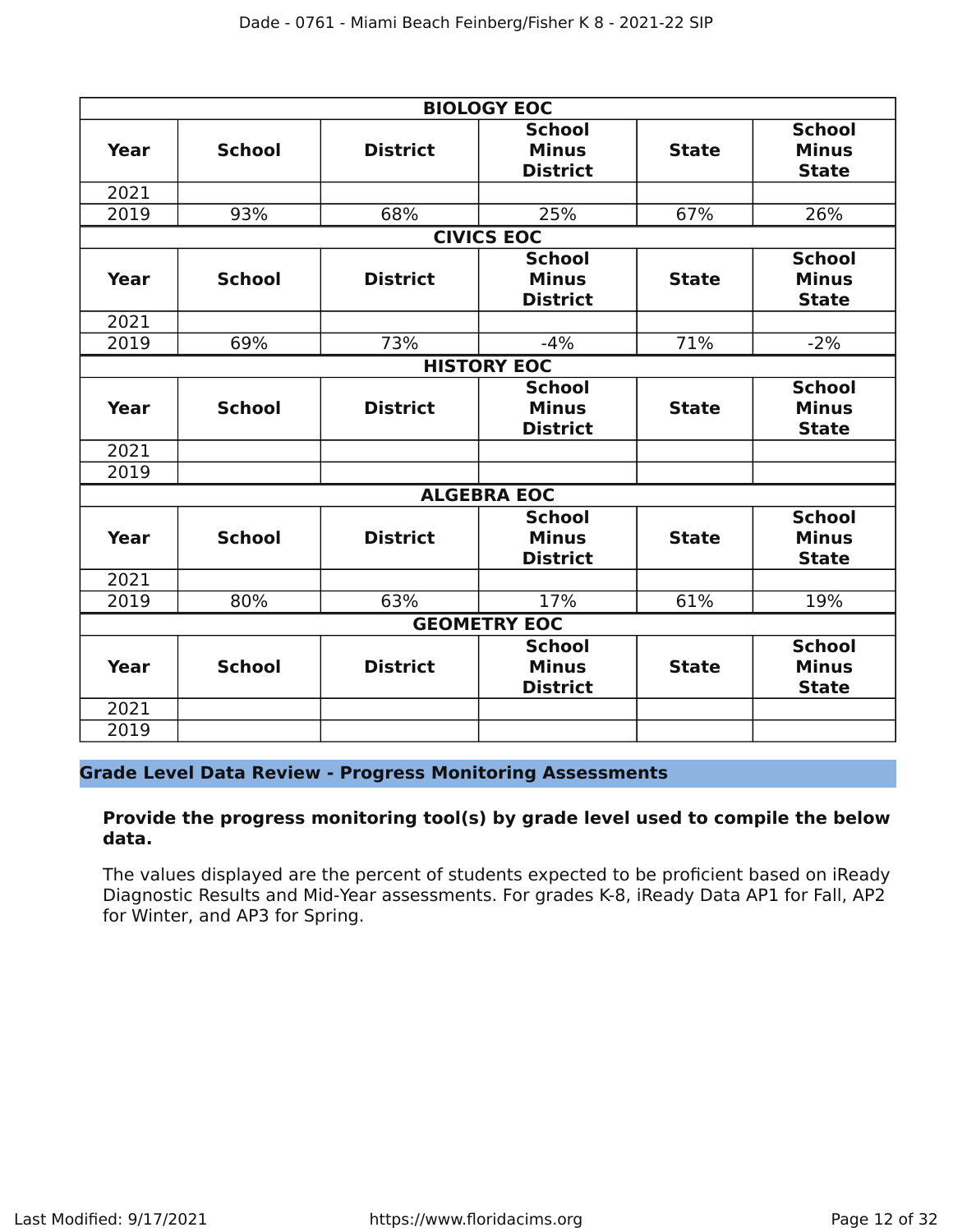| BIOLOGY EOC | | | | | |
|---|---|---|---|---|---|
| **Year** | **School** | **District** | **School Minus District** | **State** | **School Minus State** |
| 2021 | | | | | |
| 2019 | 93% | 68% | 25% | 67% | 26% |

| CIVICS EOC | | | | | |
|---|---|---|---|---|---|
| **Year** | **School** | **District** | **School Minus District** | **State** | **School Minus State** |
| 2021 | | | | | |
| 2019 | 69% | 73% | -4% | 71% | -2% |

| HISTORY EOC | | | | | |
|---|---|---|---|---|---|
| **Year** | **School** | **District** | **School Minus District** | **State** | **School Minus State** |
| 2021 | | | | | |
| 2019 | | | | | |

| ALGEBRA EOC | | | | | |
|---|---|---|---|---|---|
| **Year** | **School** | **District** | **School Minus District** | **State** | **School Minus State** |
| 2021 | | | | | |
| 2019 | 80% | 63% | 17% | 61% | 19% |

| GEOMETRY EOC | | | | | |
|---|---|---|---|---|---|
| **Year** | **School** | **District** | **School Minus District** | **State** | **School Minus State** |
| 2021 | | | | | |
| 2019 | | | | | |

## Grade Level Data Review - Progress Monitoring Assessments

**Provide the progress monitoring tool(s) by grade level used to compile the below data.**

The values displayed are the percent of students expected to be proficient based on iReady Diagnostic Results and Mid-Year assessments. For grades K-8, iReady Data AP1 for Fall, AP2 for Winter, and AP3 for Spring.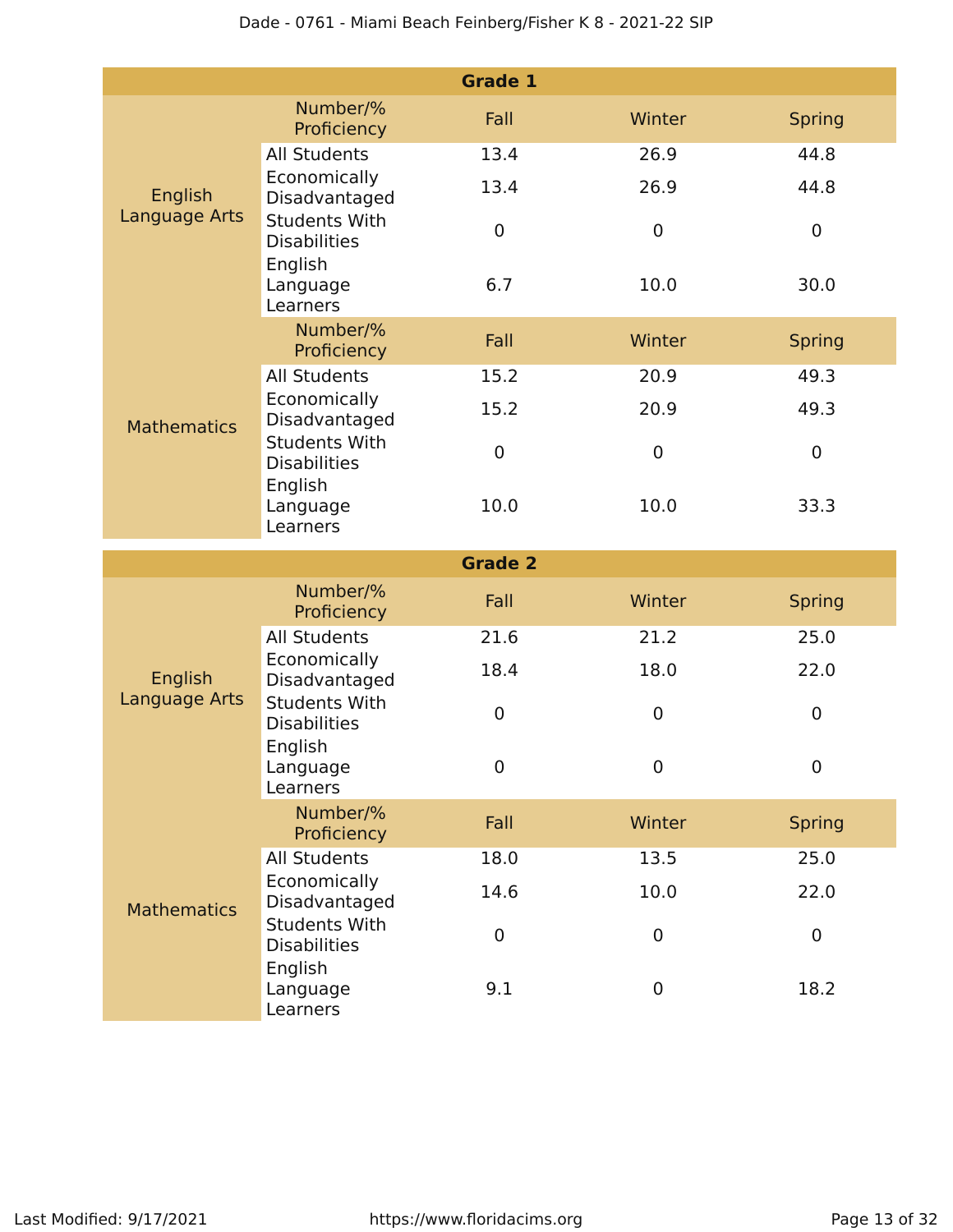## Grade 1

| | Number/% Proficiency | Fall | Winter | Spring |
|---|---|---|---|---|
| English Language Arts | All Students | 13.4 | 26.9 | 44.8 |
| | Economically Disadvantaged | 13.4 | 26.9 | 44.8 |
| | Students With Disabilities | 0 | 0 | 0 |
| | English Language Learners | 6.7 | 10.0 | 30.0 |
| | Number/% Proficiency | Fall | Winter | Spring |
| Mathematics | All Students | 15.2 | 20.9 | 49.3 |
| | Economically Disadvantaged | 15.2 | 20.9 | 49.3 |
| | Students With Disabilities | 0 | 0 | 0 |
| | English Language Learners | 10.0 | 10.0 | 33.3 |

## Grade 2

| | Number/% Proficiency | Fall | Winter | Spring |
|---|---|---|---|---|
| English Language Arts | All Students | 21.6 | 21.2 | 25.0 |
| | Economically Disadvantaged | 18.4 | 18.0 | 22.0 |
| | Students With Disabilities | 0 | 0 | 0 |
| | English Language Learners | 0 | 0 | 0 |
| | Number/% Proficiency | Fall | Winter | Spring |
| Mathematics | All Students | 18.0 | 13.5 | 25.0 |
| | Economically Disadvantaged | 14.6 | 10.0 | 22.0 |
| | Students With Disabilities | 0 | 0 | 0 |
| | English Language Learners | 9.1 | 0 | 18.2 |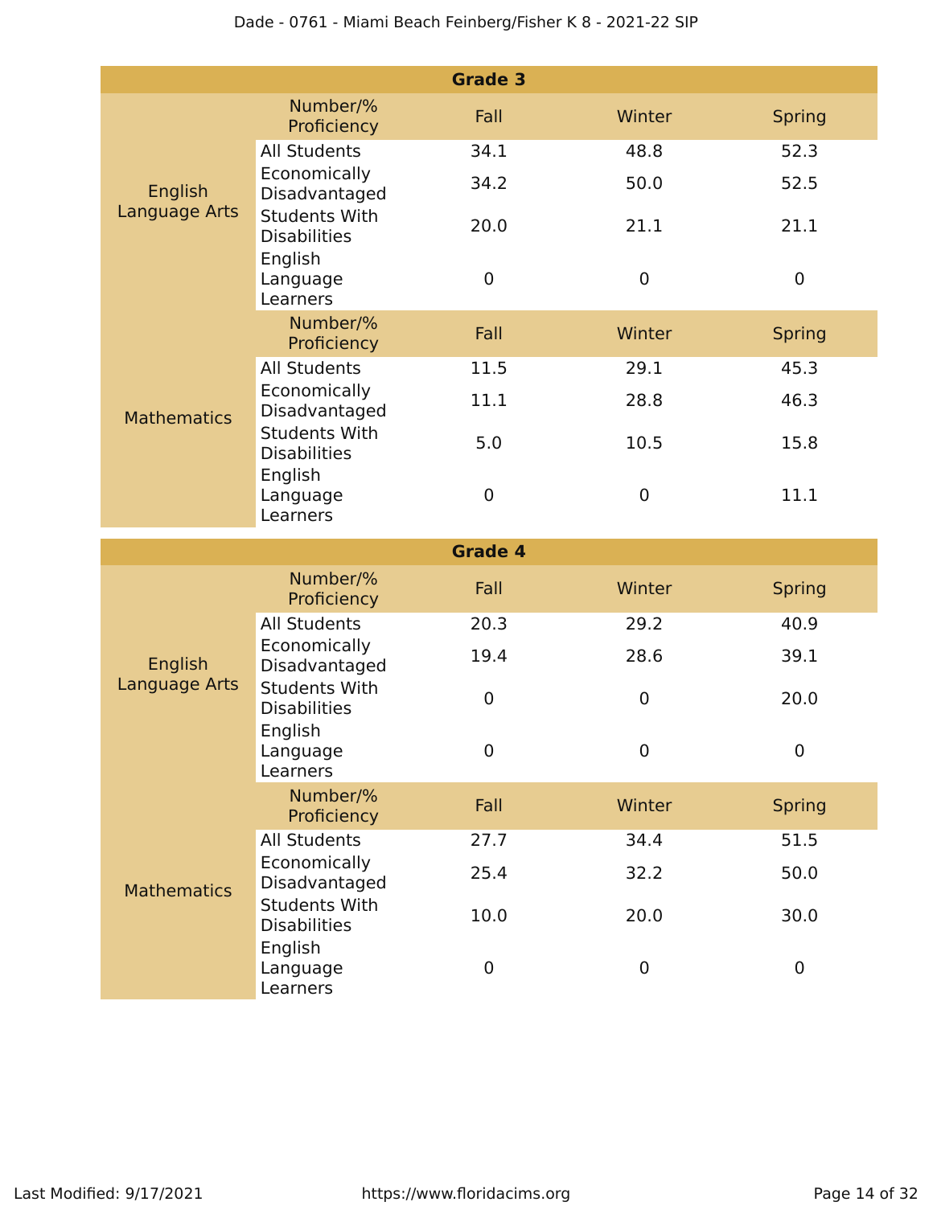| Grade 3 | | | | |
|---|---|---|---|---|
| | Number/% Proficiency | Fall | Winter | Spring |
| English Language Arts | All Students | 34.1 | 48.8 | 52.3 |
| | Economically Disadvantaged | 34.2 | 50.0 | 52.5 |
| | Students With Disabilities | 20.0 | 21.1 | 21.1 |
| | English Language Learners | 0 | 0 | 0 |
| | Number/% Proficiency | Fall | Winter | Spring |
| Mathematics | All Students | 11.5 | 29.1 | 45.3 |
| | Economically Disadvantaged | 11.1 | 28.8 | 46.3 |
| | Students With Disabilities | 5.0 | 10.5 | 15.8 |
| | English Language Learners | 0 | 0 | 11.1 |

| Grade 4 | | | | |
|---|---|---|---|---|
| | Number/% Proficiency | Fall | Winter | Spring |
| English Language Arts | All Students | 20.3 | 29.2 | 40.9 |
| | Economically Disadvantaged | 19.4 | 28.6 | 39.1 |
| | Students With Disabilities | 0 | 0 | 20.0 |
| | English Language Learners | 0 | 0 | 0 |
| | Number/% Proficiency | Fall | Winter | Spring |
| Mathematics | All Students | 27.7 | 34.4 | 51.5 |
| | Economically Disadvantaged | 25.4 | 32.2 | 50.0 |
| | Students With Disabilities | 10.0 | 20.0 | 30.0 |
| | English Language Learners | 0 | 0 | 0 |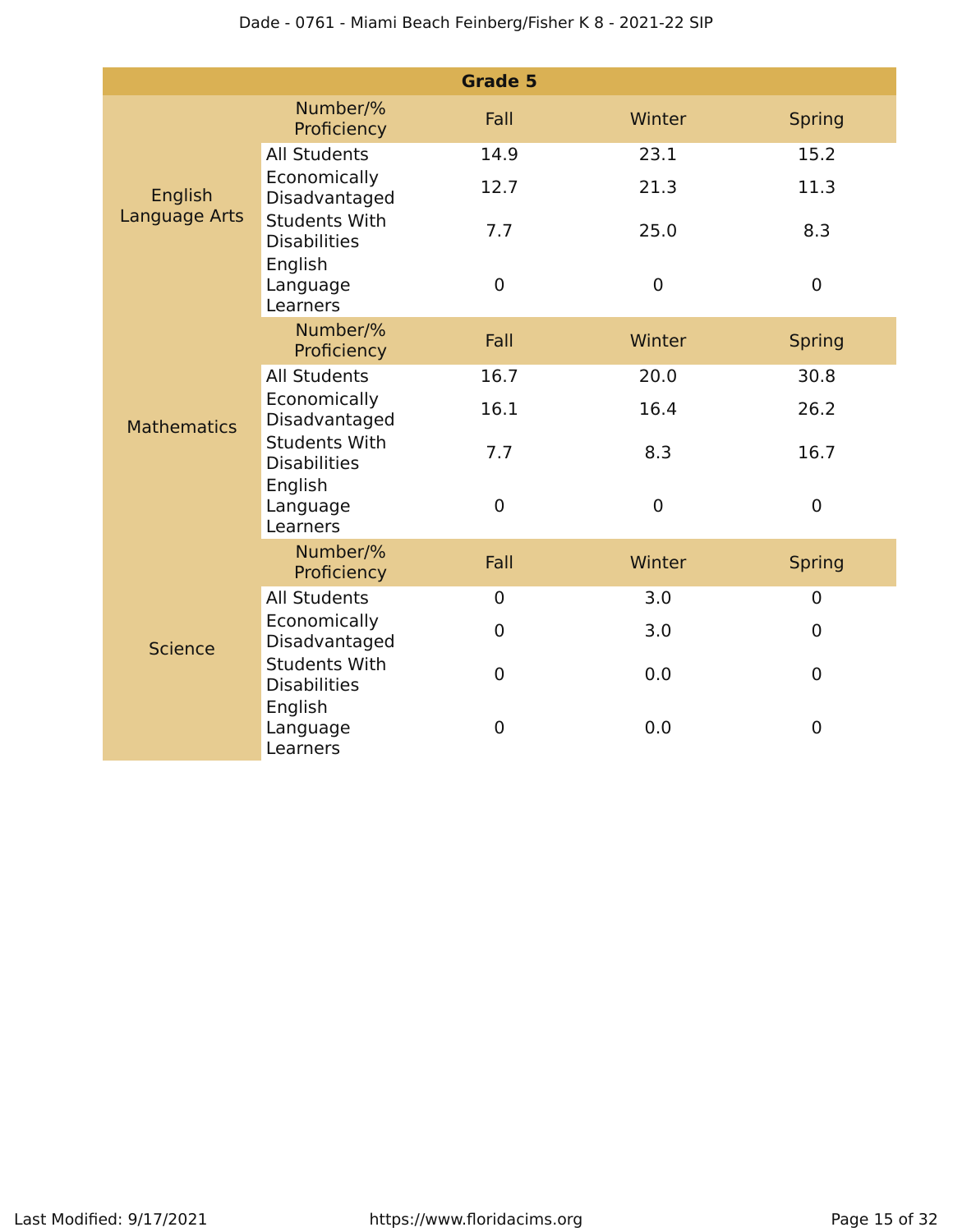| Grade 5 | | | | |
|---|---|---|---|---|
| | Number/% Proficiency | Fall | Winter | Spring |
| English Language Arts | All Students | 14.9 | 23.1 | 15.2 |
| | Economically Disadvantaged | 12.7 | 21.3 | 11.3 |
| | Students With Disabilities | 7.7 | 25.0 | 8.3 |
| | English Language Learners | 0 | 0 | 0 |
| | Number/% Proficiency | Fall | Winter | Spring |
| Mathematics | All Students | 16.7 | 20.0 | 30.8 |
| | Economically Disadvantaged | 16.1 | 16.4 | 26.2 |
| | Students With Disabilities | 7.7 | 8.3 | 16.7 |
| | English Language Learners | 0 | 0 | 0 |
| | Number/% Proficiency | Fall | Winter | Spring |
| Science | All Students | 0 | 3.0 | 0 |
| | Economically Disadvantaged | 0 | 3.0 | 0 |
| | Students With Disabilities | 0 | 0.0 | 0 |
| | English Language Learners | 0 | 0.0 | 0 |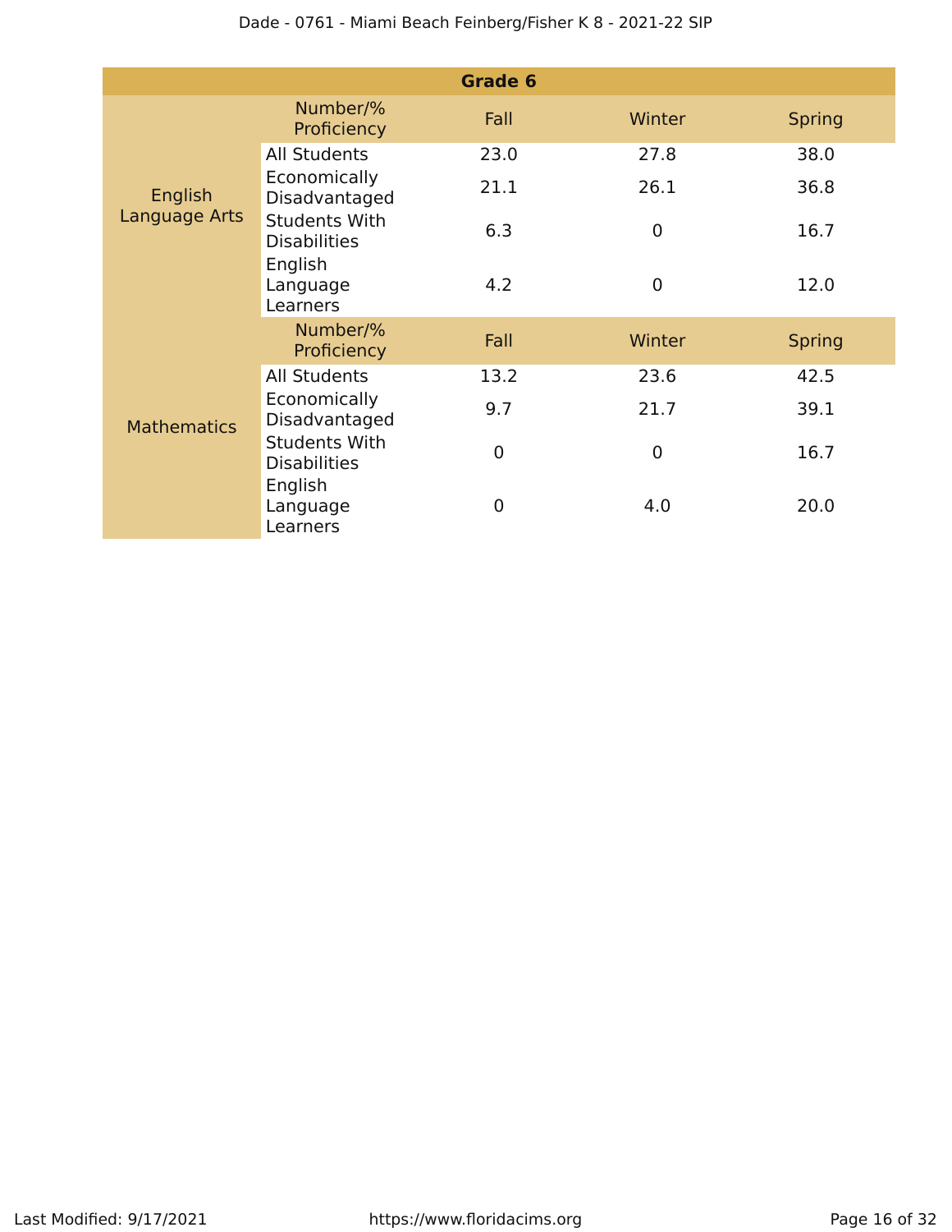| Grade 6 | | | | |
|---|---|---|---|---|
| | Number/% Proficiency | Fall | Winter | Spring |
| English Language Arts | All Students | 23.0 | 27.8 | 38.0 |
| | Economically Disadvantaged | 21.1 | 26.1 | 36.8 |
| | Students With Disabilities | 6.3 | 0 | 16.7 |
| | English Language Learners | 4.2 | 0 | 12.0 |
| | Number/% Proficiency | Fall | Winter | Spring |
| Mathematics | All Students | 13.2 | 23.6 | 42.5 |
| | Economically Disadvantaged | 9.7 | 21.7 | 39.1 |
| | Students With Disabilities | 0 | 0 | 16.7 |
| | English Language Learners | 0 | 4.0 | 20.0 |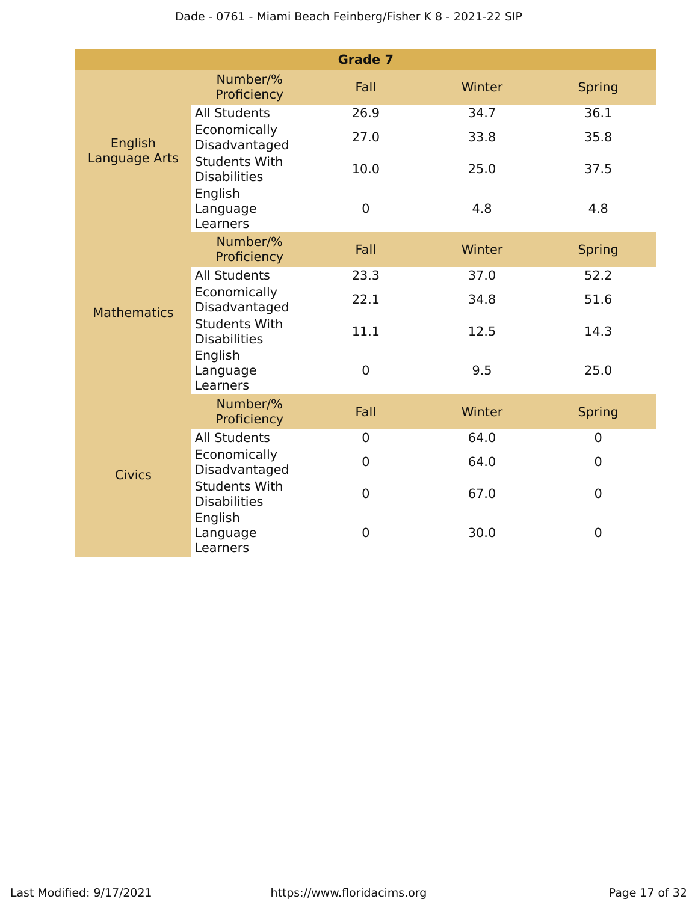| Grade 7 | | | | |
|---|---|---|---|---|
| | Number/% Proficiency | Fall | Winter | Spring |
| English Language Arts | All Students | 26.9 | 34.7 | 36.1 |
| | Economically Disadvantaged | 27.0 | 33.8 | 35.8 |
| | Students With Disabilities | 10.0 | 25.0 | 37.5 |
| | English Language Learners | 0 | 4.8 | 4.8 |
| | Number/% Proficiency | Fall | Winter | Spring |
| Mathematics | All Students | 23.3 | 37.0 | 52.2 |
| | Economically Disadvantaged | 22.1 | 34.8 | 51.6 |
| | Students With Disabilities | 11.1 | 12.5 | 14.3 |
| | English Language Learners | 0 | 9.5 | 25.0 |
| | Number/% Proficiency | Fall | Winter | Spring |
| Civics | All Students | 0 | 64.0 | 0 |
| | Economically Disadvantaged | 0 | 64.0 | 0 |
| | Students With Disabilities | 0 | 67.0 | 0 |
| | English Language Learners | 0 | 30.0 | 0 |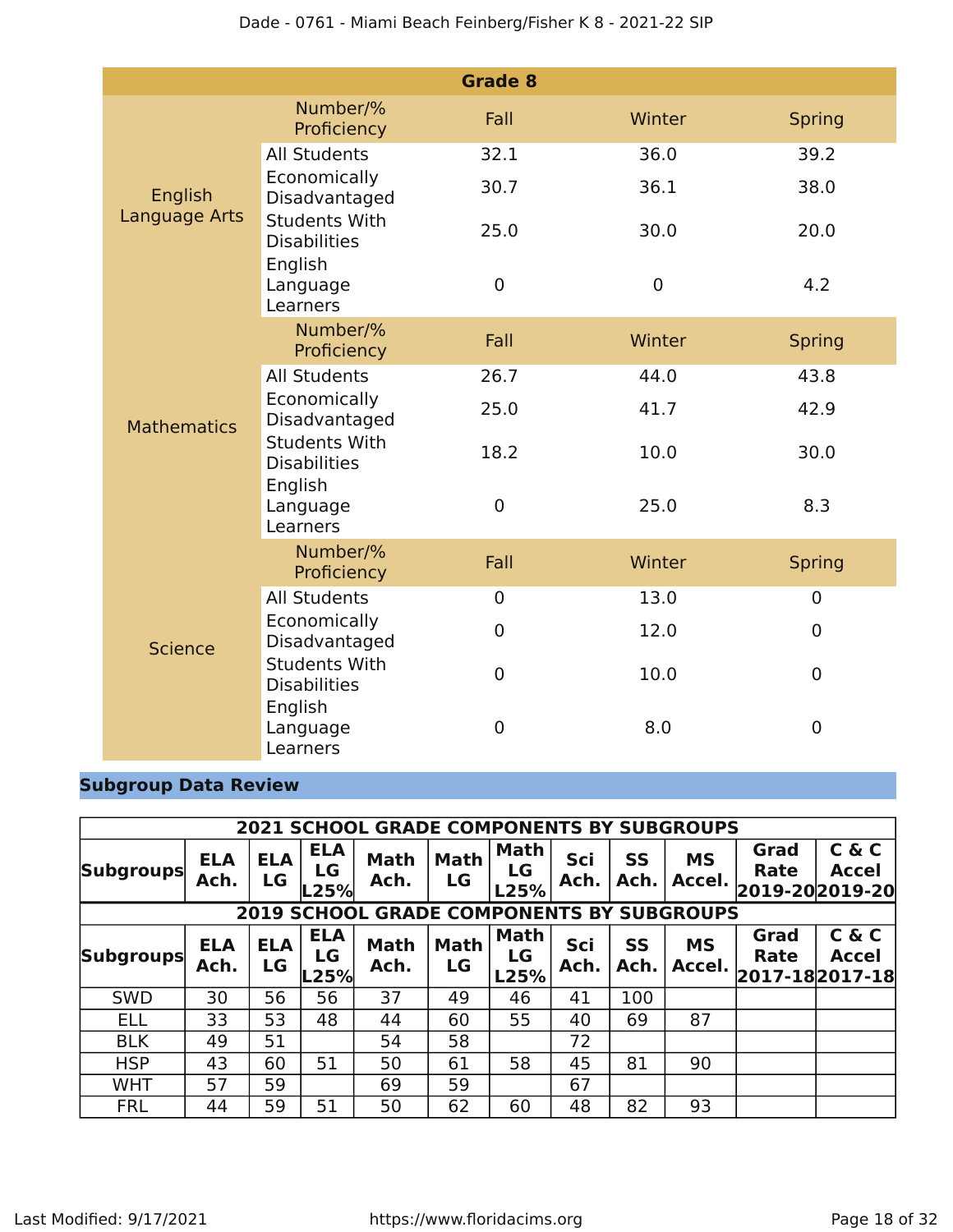| Grade 8 | | | | |
|---|---|---|---|---|
| | Number/% Proficiency | Fall | Winter | Spring |
| English Language Arts | All Students | 32.1 | 36.0 | 39.2 |
| | Economically Disadvantaged | 30.7 | 36.1 | 38.0 |
| | Students With Disabilities | 25.0 | 30.0 | 20.0 |
| | English Language Learners | 0 | 0 | 4.2 |
| | Number/% Proficiency | Fall | Winter | Spring |
| Mathematics | All Students | 26.7 | 44.0 | 43.8 |
| | Economically Disadvantaged | 25.0 | 41.7 | 42.9 |
| | Students With Disabilities | 18.2 | 10.0 | 30.0 |
| | English Language Learners | 0 | 25.0 | 8.3 |
| | Number/% Proficiency | Fall | Winter | Spring |
| Science | All Students | 0 | 13.0 | 0 |
| | Economically Disadvantaged | 0 | 12.0 | 0 |
| | Students With Disabilities | 0 | 10.0 | 0 |
| | English Language Learners | 0 | 8.0 | 0 |

## Subgroup Data Review

| 2021 SCHOOL GRADE COMPONENTS BY SUBGROUPS | | | | | | | | | | | |
|---|---|---|---|---|---|---|---|---|---|---|---|
| Subgroups | ELA Ach. | ELA LG | ELA LG L25% | Math Ach. | Math LG | Math LG L25% | Sci Ach. | SS Ach. | MS Accel. | Grad Rate 2019-20 | C & C Accel 2019-20 |

| 2019 SCHOOL GRADE COMPONENTS BY SUBGROUPS | | | | | | | | | | | |
|---|---|---|---|---|---|---|---|---|---|---|---|
| Subgroups | ELA Ach. | ELA LG | ELA LG L25% | Math Ach. | Math LG | Math LG L25% | Sci Ach. | SS Ach. | MS Accel. | Grad Rate 2017-18 | C & C Accel 2017-18 |
| SWD | 30 | 56 | 56 | 37 | 49 | 46 | 41 | 100 | | | |
| ELL | 33 | 53 | 48 | 44 | 60 | 55 | 40 | 69 | 87 | | |
| BLK | 49 | 51 | | 54 | 58 | | 72 | | | | |
| HSP | 43 | 60 | 51 | 50 | 61 | 58 | 45 | 81 | 90 | | |
| WHT | 57 | 59 | | 69 | 59 | | 67 | | | | |
| FRL | 44 | 59 | 51 | 50 | 62 | 60 | 48 | 82 | 93 | | |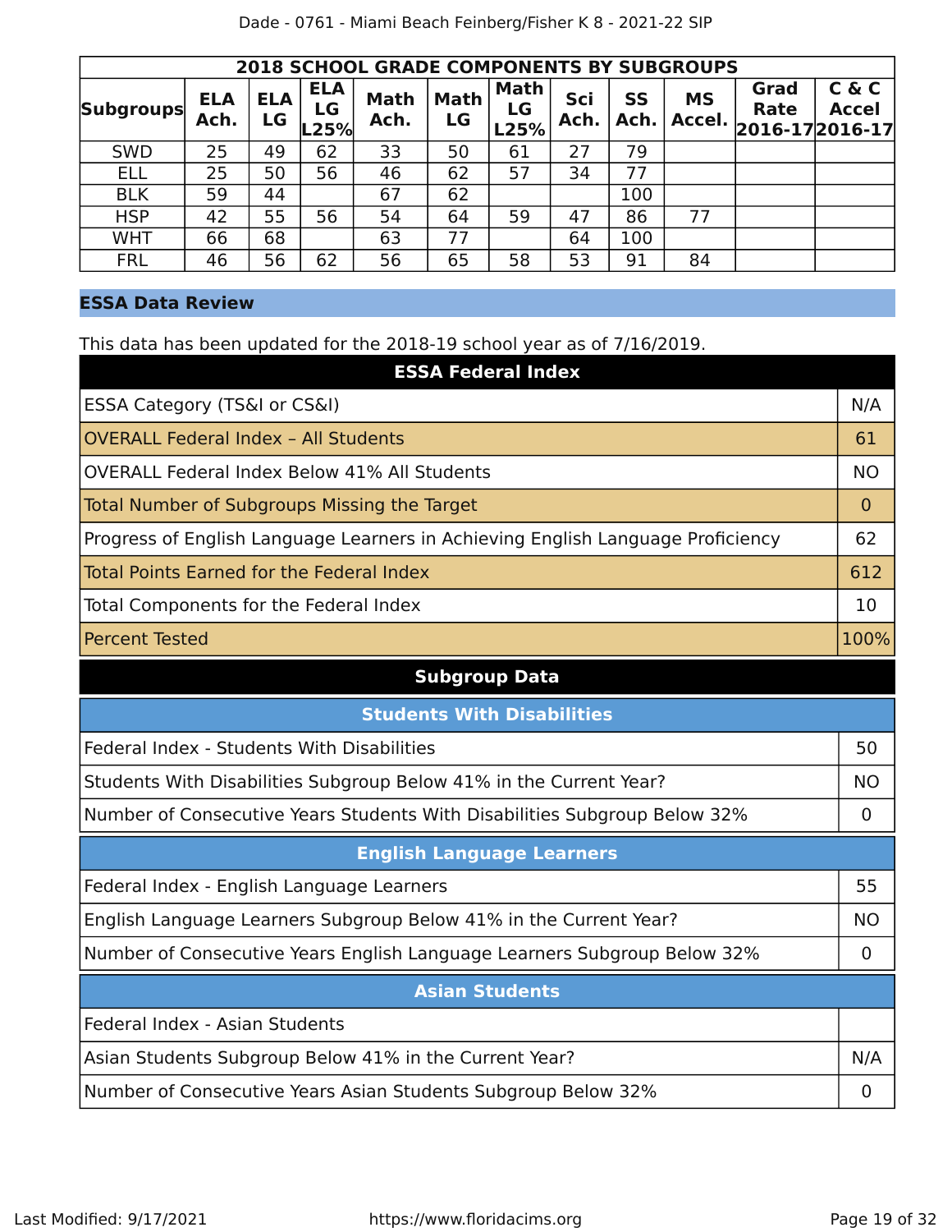| 2018 SCHOOL GRADE COMPONENTS BY SUBGROUPS | | | | | | | | | | | |
|---|---|---|---|---|---|---|---|---|---|---|---|
| Subgroups | ELA Ach. | ELA LG | ELA LG L25% | Math Ach. | Math LG | Math LG L25% | Sci Ach. | SS Ach. | MS Accel. | Grad Rate 2016-17 | C & C Accel 2016-17 |
| SWD | 25 | 49 | 62 | 33 | 50 | 61 | 27 | 79 | | | |
| ELL | 25 | 50 | 56 | 46 | 62 | 57 | 34 | 77 | | | |
| BLK | 59 | 44 | | 67 | 62 | | | 100 | | | |
| HSP | 42 | 55 | 56 | 54 | 64 | 59 | 47 | 86 | 77 | | |
| WHT | 66 | 68 | | 63 | 77 | | 64 | 100 | | | |
| FRL | 46 | 56 | 62 | 56 | 65 | 58 | 53 | 91 | 84 | | |

## ESSA Data Review

This data has been updated for the 2018-19 school year as of 7/16/2019.

| ESSA Federal Index | |
|---|---|
| ESSA Category (TS&I or CS&I) | N/A |
| OVERALL Federal Index – All Students | 61 |
| OVERALL Federal Index Below 41% All Students | NO |
| Total Number of Subgroups Missing the Target | 0 |
| Progress of English Language Learners in Achieving English Language Proficiency | 62 |
| Total Points Earned for the Federal Index | 612 |
| Total Components for the Federal Index | 10 |
| Percent Tested | 100% |

**Subgroup Data**

| Students With Disabilities | |
|---|---|
| Federal Index - Students With Disabilities | 50 |
| Students With Disabilities Subgroup Below 41% in the Current Year? | NO |
| Number of Consecutive Years Students With Disabilities Subgroup Below 32% | 0 |

| English Language Learners | |
|---|---|
| Federal Index - English Language Learners | 55 |
| English Language Learners Subgroup Below 41% in the Current Year? | NO |
| Number of Consecutive Years English Language Learners Subgroup Below 32% | 0 |

| Asian Students | |
|---|---|
| Federal Index - Asian Students | |
| Asian Students Subgroup Below 41% in the Current Year? | N/A |
| Number of Consecutive Years Asian Students Subgroup Below 32% | 0 |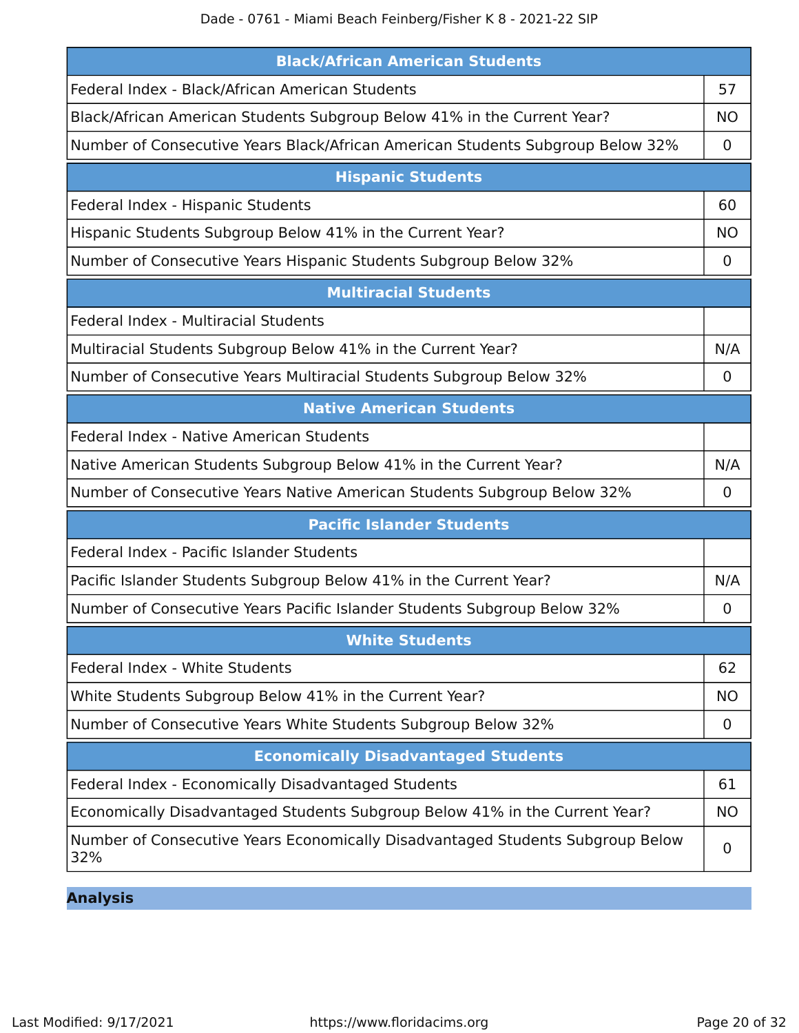| Black/African American Students | |
|---|---|
| Federal Index - Black/African American Students | 57 |
| Black/African American Students Subgroup Below 41% in the Current Year? | NO |
| Number of Consecutive Years Black/African American Students Subgroup Below 32% | 0 |

| Hispanic Students | |
|---|---|
| Federal Index - Hispanic Students | 60 |
| Hispanic Students Subgroup Below 41% in the Current Year? | NO |
| Number of Consecutive Years Hispanic Students Subgroup Below 32% | 0 |

| Multiracial Students | |
|---|---|
| Federal Index - Multiracial Students | |
| Multiracial Students Subgroup Below 41% in the Current Year? | N/A |
| Number of Consecutive Years Multiracial Students Subgroup Below 32% | 0 |

| Native American Students | |
|---|---|
| Federal Index - Native American Students | |
| Native American Students Subgroup Below 41% in the Current Year? | N/A |
| Number of Consecutive Years Native American Students Subgroup Below 32% | 0 |

| Pacific Islander Students | |
|---|---|
| Federal Index - Pacific Islander Students | |
| Pacific Islander Students Subgroup Below 41% in the Current Year? | N/A |
| Number of Consecutive Years Pacific Islander Students Subgroup Below 32% | 0 |

| White Students | |
|---|---|
| Federal Index - White Students | 62 |
| White Students Subgroup Below 41% in the Current Year? | NO |
| Number of Consecutive Years White Students Subgroup Below 32% | 0 |

| Economically Disadvantaged Students | |
|---|---|
| Federal Index - Economically Disadvantaged Students | 61 |
| Economically Disadvantaged Students Subgroup Below 41% in the Current Year? | NO |
| Number of Consecutive Years Economically Disadvantaged Students Subgroup Below 32% | 0 |

## Analysis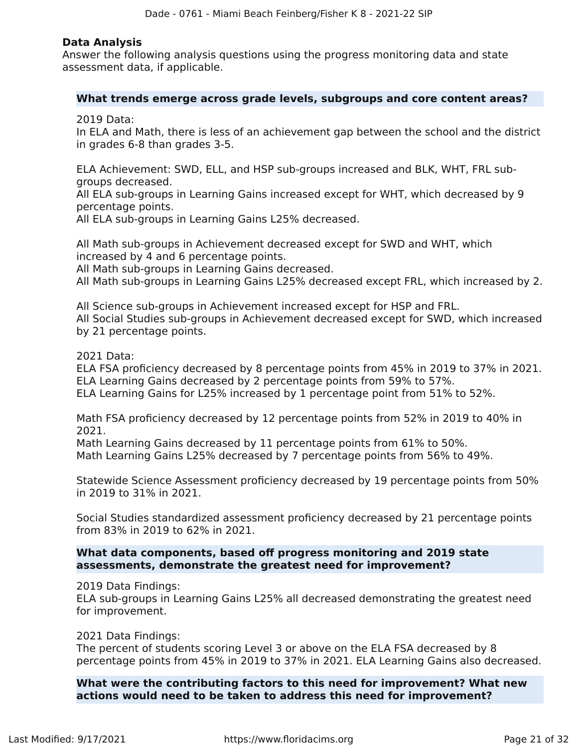### Data Analysis

Answer the following analysis questions using the progress monitoring data and state assessment data, if applicable.

**What trends emerge across grade levels, subgroups and core content areas?**

2019 Data:
In ELA and Math, there is less of an achievement gap between the school and the district in grades 6-8 than grades 3-5.

ELA Achievement: SWD, ELL, and HSP sub-groups increased and BLK, WHT, FRL sub-groups decreased.
All ELA sub-groups in Learning Gains increased except for WHT, which decreased by 9 percentage points.
All ELA sub-groups in Learning Gains L25% decreased.

All Math sub-groups in Achievement decreased except for SWD and WHT, which increased by 4 and 6 percentage points.
All Math sub-groups in Learning Gains decreased.
All Math sub-groups in Learning Gains L25% decreased except FRL, which increased by 2.

All Science sub-groups in Achievement increased except for HSP and FRL.
All Social Studies sub-groups in Achievement decreased except for SWD, which increased by 21 percentage points.

2021 Data:
ELA FSA proficiency decreased by 8 percentage points from 45% in 2019 to 37% in 2021.
ELA Learning Gains decreased by 2 percentage points from 59% to 57%.
ELA Learning Gains for L25% increased by 1 percentage point from 51% to 52%.

Math FSA proficiency decreased by 12 percentage points from 52% in 2019 to 40% in 2021.
Math Learning Gains decreased by 11 percentage points from 61% to 50%.
Math Learning Gains L25% decreased by 7 percentage points from 56% to 49%.

Statewide Science Assessment proficiency decreased by 19 percentage points from 50% in 2019 to 31% in 2021.

Social Studies standardized assessment proficiency decreased by 21 percentage points from 83% in 2019 to 62% in 2021.

**What data components, based off progress monitoring and 2019 state assessments, demonstrate the greatest need for improvement?**

2019 Data Findings:
ELA sub-groups in Learning Gains L25% all decreased demonstrating the greatest need for improvement.

2021 Data Findings:
The percent of students scoring Level 3 or above on the ELA FSA decreased by 8 percentage points from 45% in 2019 to 37% in 2021. ELA Learning Gains also decreased.

**What were the contributing factors to this need for improvement? What new actions would need to be taken to address this need for improvement?**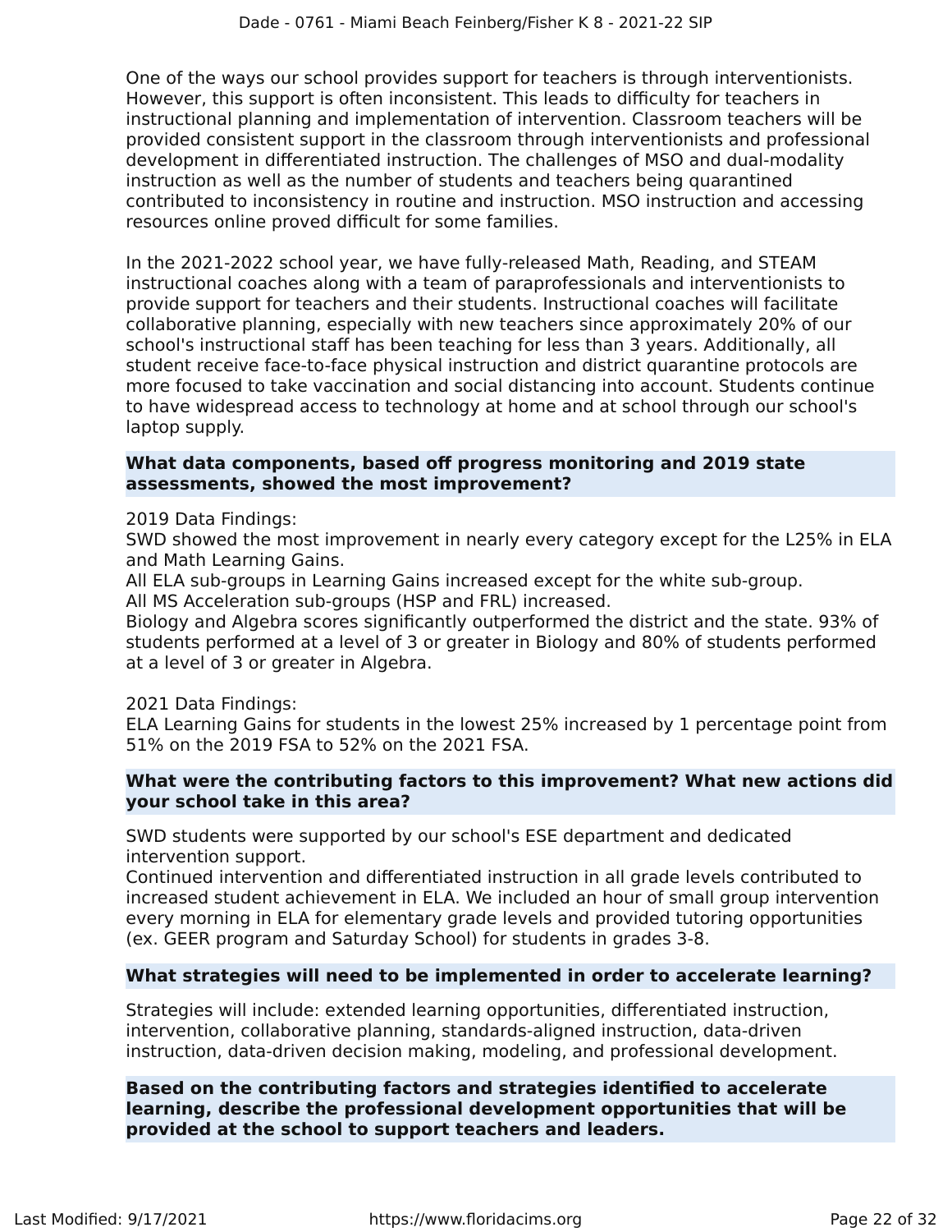One of the ways our school provides support for teachers is through interventionists. However, this support is often inconsistent. This leads to difficulty for teachers in instructional planning and implementation of intervention. Classroom teachers will be provided consistent support in the classroom through interventionists and professional development in differentiated instruction. The challenges of MSO and dual-modality instruction as well as the number of students and teachers being quarantined contributed to inconsistency in routine and instruction. MSO instruction and accessing resources online proved difficult for some families.

In the 2021-2022 school year, we have fully-released Math, Reading, and STEAM instructional coaches along with a team of paraprofessionals and interventionists to provide support for teachers and their students. Instructional coaches will facilitate collaborative planning, especially with new teachers since approximately 20% of our school's instructional staff has been teaching for less than 3 years. Additionally, all student receive face-to-face physical instruction and district quarantine protocols are more focused to take vaccination and social distancing into account. Students continue to have widespread access to technology at home and at school through our school's laptop supply.

**What data components, based off progress monitoring and 2019 state assessments, showed the most improvement?**

2019 Data Findings:
SWD showed the most improvement in nearly every category except for the L25% in ELA and Math Learning Gains.
All ELA sub-groups in Learning Gains increased except for the white sub-group.
All MS Acceleration sub-groups (HSP and FRL) increased.
Biology and Algebra scores significantly outperformed the district and the state. 93% of students performed at a level of 3 or greater in Biology and 80% of students performed at a level of 3 or greater in Algebra.

2021 Data Findings:
ELA Learning Gains for students in the lowest 25% increased by 1 percentage point from 51% on the 2019 FSA to 52% on the 2021 FSA.

**What were the contributing factors to this improvement? What new actions did your school take in this area?**

SWD students were supported by our school's ESE department and dedicated intervention support.
Continued intervention and differentiated instruction in all grade levels contributed to increased student achievement in ELA. We included an hour of small group intervention every morning in ELA for elementary grade levels and provided tutoring opportunities (ex. GEER program and Saturday School) for students in grades 3-8.

**What strategies will need to be implemented in order to accelerate learning?**

Strategies will include: extended learning opportunities, differentiated instruction, intervention, collaborative planning, standards-aligned instruction, data-driven instruction, data-driven decision making, modeling, and professional development.

**Based on the contributing factors and strategies identified to accelerate learning, describe the professional development opportunities that will be provided at the school to support teachers and leaders.**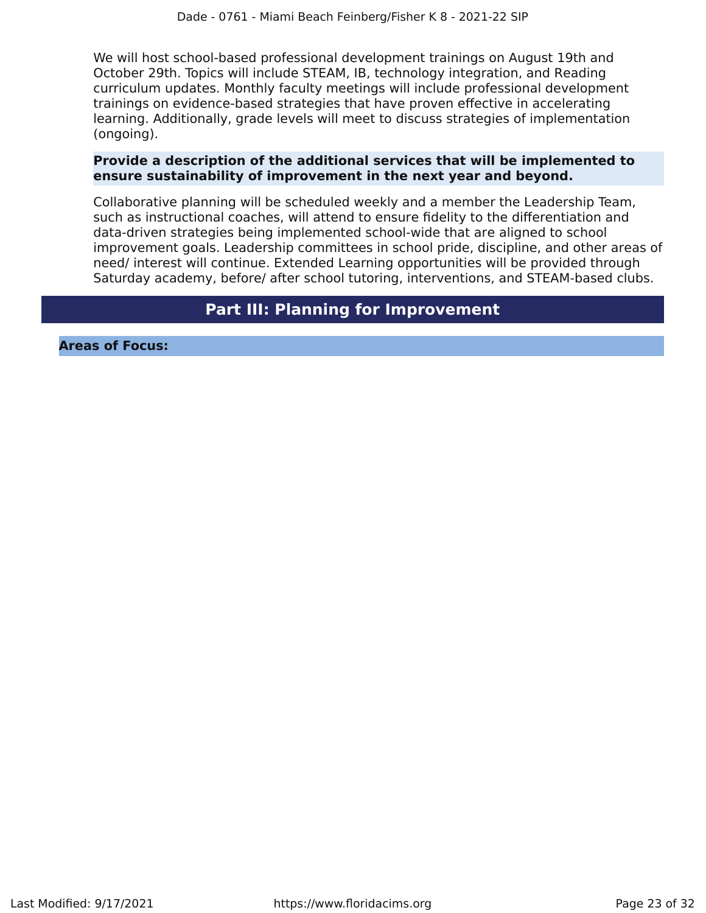We will host school-based professional development trainings on August 19th and October 29th. Topics will include STEAM, IB, technology integration, and Reading curriculum updates. Monthly faculty meetings will include professional development trainings on evidence-based strategies that have proven effective in accelerating learning. Additionally, grade levels will meet to discuss strategies of implementation (ongoing).

**Provide a description of the additional services that will be implemented to ensure sustainability of improvement in the next year and beyond.**

Collaborative planning will be scheduled weekly and a member the Leadership Team, such as instructional coaches, will attend to ensure fidelity to the differentiation and data-driven strategies being implemented school-wide that are aligned to school improvement goals. Leadership committees in school pride, discipline, and other areas of need/ interest will continue. Extended Learning opportunities will be provided through Saturday academy, before/ after school tutoring, interventions, and STEAM-based clubs.

## Part III: Planning for Improvement

### Areas of Focus: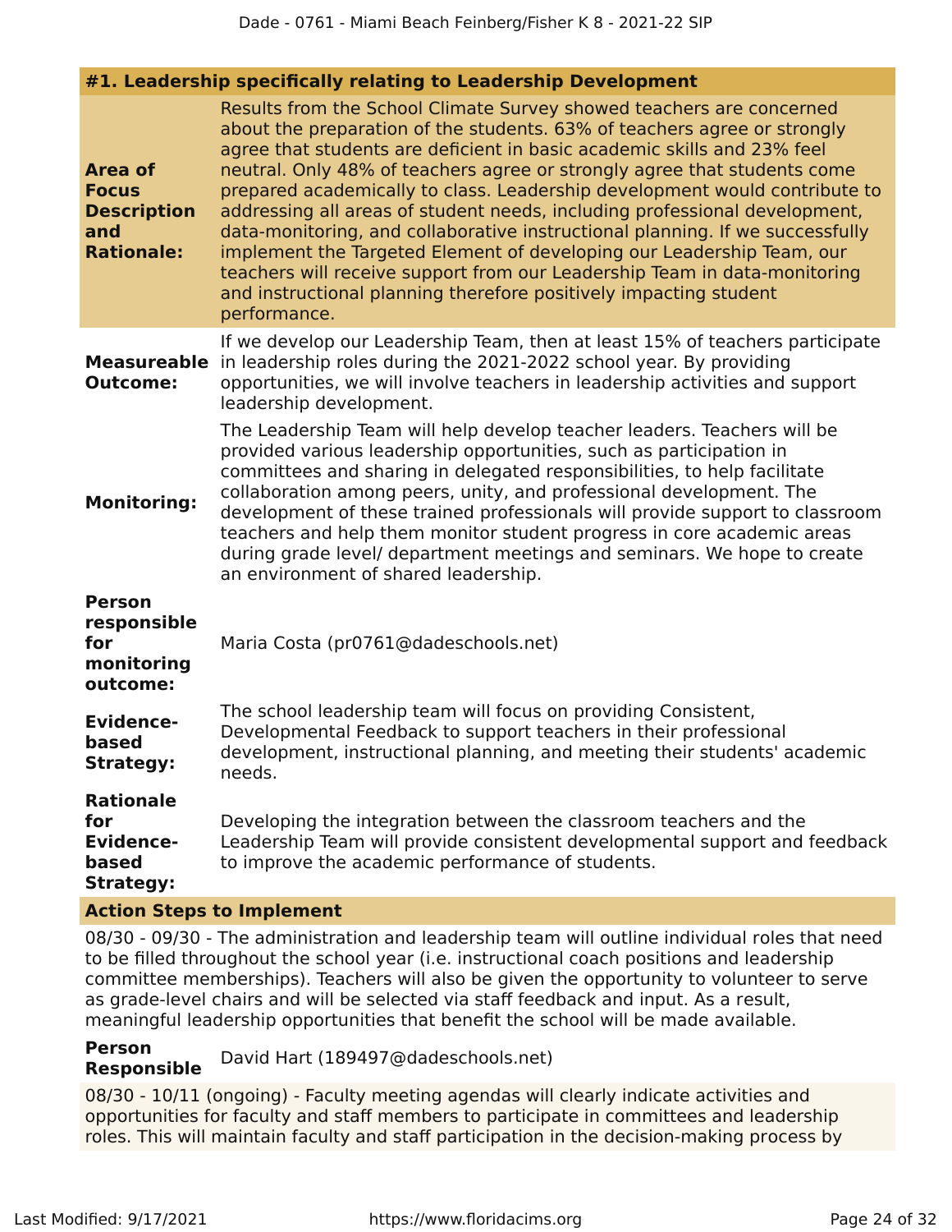### #1. Leadership specifically relating to Leadership Development

**Area of Focus Description and Rationale:** Results from the School Climate Survey showed teachers are concerned about the preparation of the students. 63% of teachers agree or strongly agree that students are deficient in basic academic skills and 23% feel neutral. Only 48% of teachers agree or strongly agree that students come prepared academically to class. Leadership development would contribute to addressing all areas of student needs, including professional development, data-monitoring, and collaborative instructional planning. If we successfully implement the Targeted Element of developing our Leadership Team, our teachers will receive support from our Leadership Team in data-monitoring and instructional planning therefore positively impacting student performance.

**Measureable Outcome:** If we develop our Leadership Team, then at least 15% of teachers participate in leadership roles during the 2021-2022 school year. By providing opportunities, we will involve teachers in leadership activities and support leadership development.

**Monitoring:** The Leadership Team will help develop teacher leaders. Teachers will be provided various leadership opportunities, such as participation in committees and sharing in delegated responsibilities, to help facilitate collaboration among peers, unity, and professional development. The development of these trained professionals will provide support to classroom teachers and help them monitor student progress in core academic areas during grade level/ department meetings and seminars. We hope to create an environment of shared leadership.

**Person responsible for monitoring outcome:** Maria Costa (pr0761@dadeschools.net)

**Evidence-based Strategy:** The school leadership team will focus on providing Consistent, Developmental Feedback to support teachers in their professional development, instructional planning, and meeting their students' academic needs.

**Rationale for Evidence-based Strategy:** Developing the integration between the classroom teachers and the Leadership Team will provide consistent developmental support and feedback to improve the academic performance of students.

**Action Steps to Implement**

08/30 - 09/30 - The administration and leadership team will outline individual roles that need to be filled throughout the school year (i.e. instructional coach positions and leadership committee memberships). Teachers will also be given the opportunity to volunteer to serve as grade-level chairs and will be selected via staff feedback and input. As a result, meaningful leadership opportunities that benefit the school will be made available.

**Person Responsible** David Hart (189497@dadeschools.net)

08/30 - 10/11 (ongoing) - Faculty meeting agendas will clearly indicate activities and opportunities for faculty and staff members to participate in committees and leadership roles. This will maintain faculty and staff participation in the decision-making process by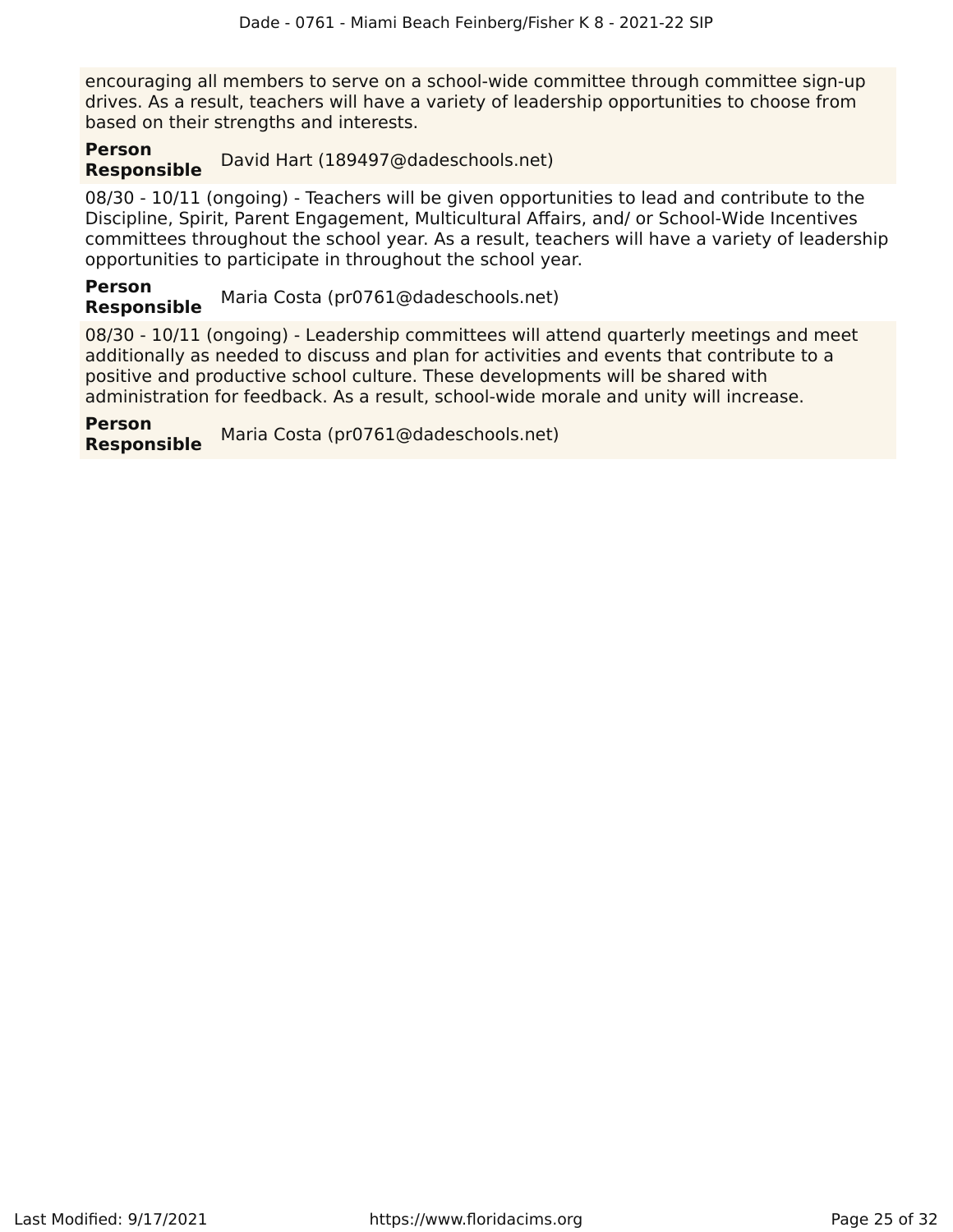encouraging all members to serve on a school-wide committee through committee sign-up drives. As a result, teachers will have a variety of leadership opportunities to choose from based on their strengths and interests.

**Person Responsible** David Hart (189497@dadeschools.net)

08/30 - 10/11 (ongoing) - Teachers will be given opportunities to lead and contribute to the Discipline, Spirit, Parent Engagement, Multicultural Affairs, and/ or School-Wide Incentives committees throughout the school year. As a result, teachers will have a variety of leadership opportunities to participate in throughout the school year.

**Person Responsible** Maria Costa (pr0761@dadeschools.net)

08/30 - 10/11 (ongoing) - Leadership committees will attend quarterly meetings and meet additionally as needed to discuss and plan for activities and events that contribute to a positive and productive school culture. These developments will be shared with administration for feedback. As a result, school-wide morale and unity will increase.

**Person Responsible** Maria Costa (pr0761@dadeschools.net)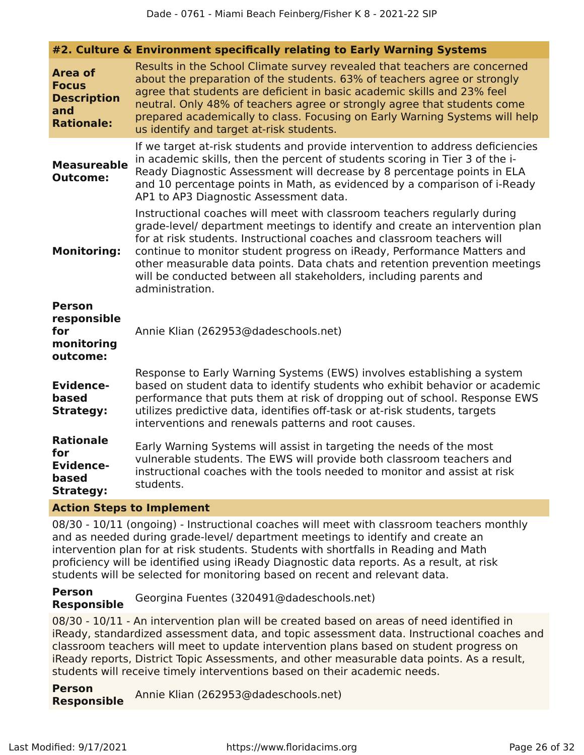#### #2. Culture & Environment specifically relating to Early Warning Systems

**Area of Focus Description and Rationale:**

Results in the School Climate survey revealed that teachers are concerned about the preparation of the students. 63% of teachers agree or strongly agree that students are deficient in basic academic skills and 23% feel neutral. Only 48% of teachers agree or strongly agree that students come prepared academically to class. Focusing on Early Warning Systems will help us identify and target at-risk students.

**Measureable Outcome:**

If we target at-risk students and provide intervention to address deficiencies in academic skills, then the percent of students scoring in Tier 3 of the i-Ready Diagnostic Assessment will decrease by 8 percentage points in ELA and 10 percentage points in Math, as evidenced by a comparison of i-Ready AP1 to AP3 Diagnostic Assessment data.

**Monitoring:**

Instructional coaches will meet with classroom teachers regularly during grade-level/ department meetings to identify and create an intervention plan for at risk students. Instructional coaches and classroom teachers will continue to monitor student progress on iReady, Performance Matters and other measurable data points. Data chats and retention prevention meetings will be conducted between all stakeholders, including parents and administration.

**Person responsible for monitoring outcome:**

Annie Klian (262953@dadeschools.net)

**Evidence-based Strategy:**

Response to Early Warning Systems (EWS) involves establishing a system based on student data to identify students who exhibit behavior or academic performance that puts them at risk of dropping out of school. Response EWS utilizes predictive data, identifies off-task or at-risk students, targets interventions and renewals patterns and root causes.

**Rationale for Evidence-based Strategy:**

Early Warning Systems will assist in targeting the needs of the most vulnerable students. The EWS will provide both classroom teachers and instructional coaches with the tools needed to monitor and assist at risk students.

**Action Steps to Implement**

08/30 - 10/11 (ongoing) - Instructional coaches will meet with classroom teachers monthly and as needed during grade-level/ department meetings to identify and create an intervention plan for at risk students. Students with shortfalls in Reading and Math proficiency will be identified using iReady Diagnostic data reports. As a result, at risk students will be selected for monitoring based on recent and relevant data.

**Person Responsible** Georgina Fuentes (320491@dadeschools.net)

08/30 - 10/11 - An intervention plan will be created based on areas of need identified in iReady, standardized assessment data, and topic assessment data. Instructional coaches and classroom teachers will meet to update intervention plans based on student progress on iReady reports, District Topic Assessments, and other measurable data points. As a result, students will receive timely interventions based on their academic needs.

**Person Responsible** Annie Klian (262953@dadeschools.net)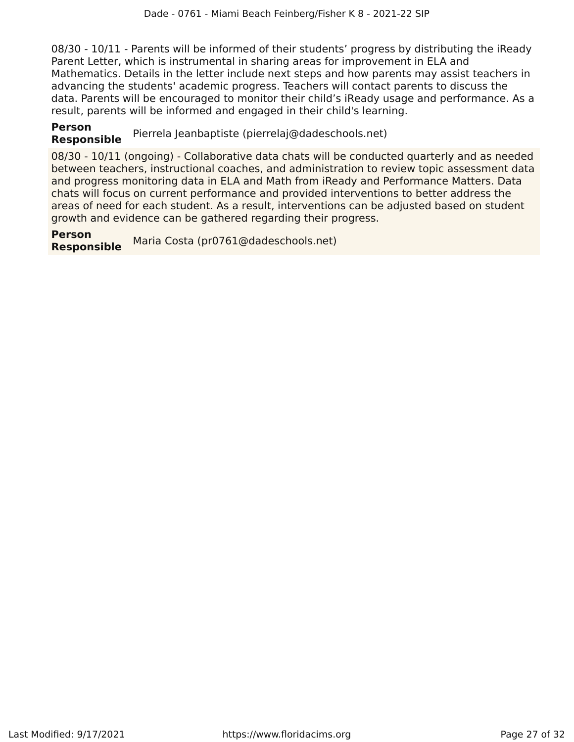08/30 - 10/11 - Parents will be informed of their students' progress by distributing the iReady Parent Letter, which is instrumental in sharing areas for improvement in ELA and Mathematics. Details in the letter include next steps and how parents may assist teachers in advancing the students' academic progress. Teachers will contact parents to discuss the data. Parents will be encouraged to monitor their child's iReady usage and performance. As a result, parents will be informed and engaged in their child's learning.

**Person Responsible** Pierrela Jeanbaptiste (pierrelaj@dadeschools.net)

08/30 - 10/11 (ongoing) - Collaborative data chats will be conducted quarterly and as needed between teachers, instructional coaches, and administration to review topic assessment data and progress monitoring data in ELA and Math from iReady and Performance Matters. Data chats will focus on current performance and provided interventions to better address the areas of need for each student. As a result, interventions can be adjusted based on student growth and evidence can be gathered regarding their progress.

**Person Responsible** Maria Costa (pr0761@dadeschools.net)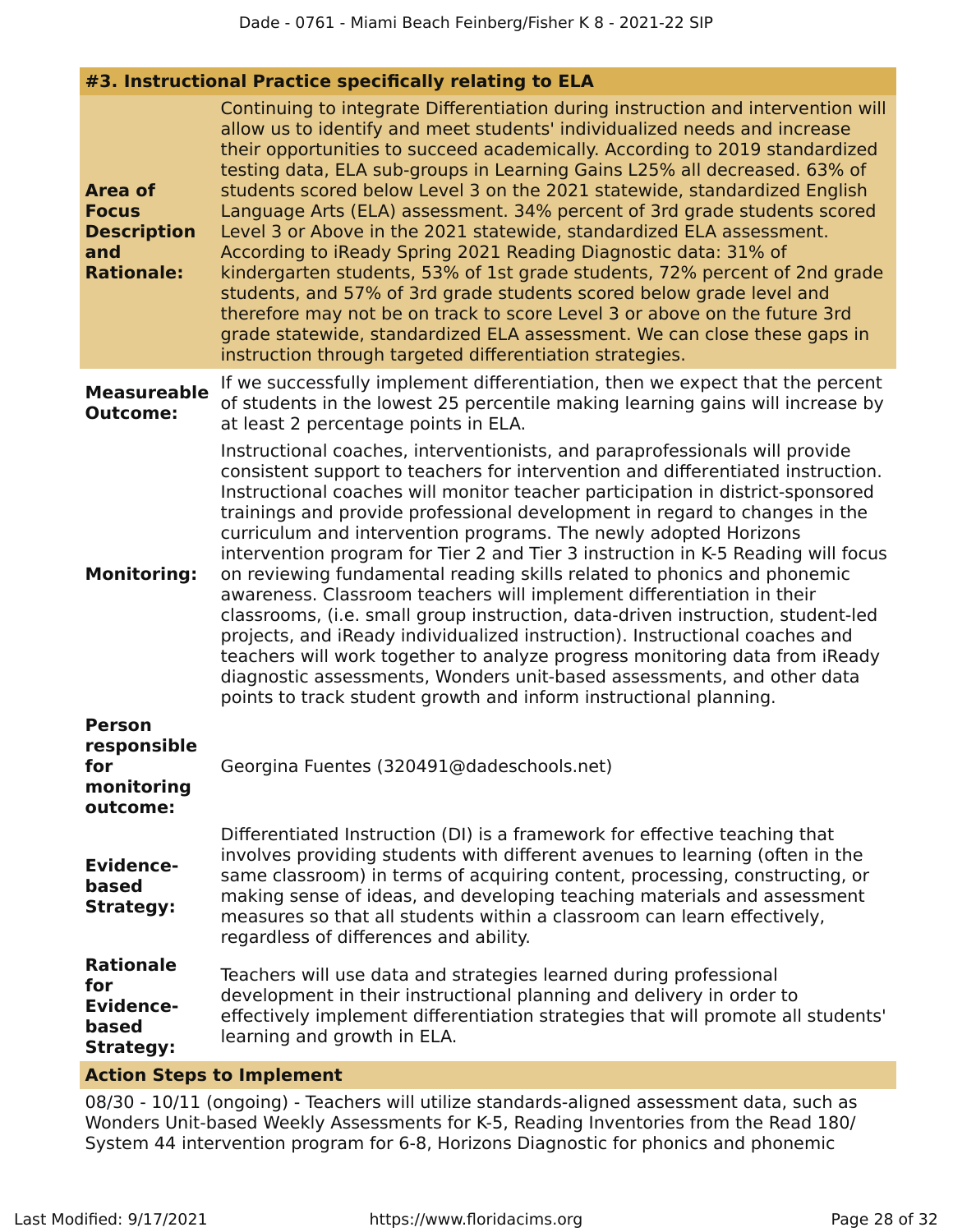### #3. Instructional Practice specifically relating to ELA

**Area of Focus Description and Rationale:**

Continuing to integrate Differentiation during instruction and intervention will allow us to identify and meet students' individualized needs and increase their opportunities to succeed academically. According to 2019 standardized testing data, ELA sub-groups in Learning Gains L25% all decreased. 63% of students scored below Level 3 on the 2021 statewide, standardized English Language Arts (ELA) assessment. 34% percent of 3rd grade students scored Level 3 or Above in the 2021 statewide, standardized ELA assessment. According to iReady Spring 2021 Reading Diagnostic data: 31% of kindergarten students, 53% of 1st grade students, 72% percent of 2nd grade students, and 57% of 3rd grade students scored below grade level and therefore may not be on track to score Level 3 or above on the future 3rd grade statewide, standardized ELA assessment. We can close these gaps in instruction through targeted differentiation strategies.

**Measureable Outcome:**

If we successfully implement differentiation, then we expect that the percent of students in the lowest 25 percentile making learning gains will increase by at least 2 percentage points in ELA.

**Monitoring:**

Instructional coaches, interventionists, and paraprofessionals will provide consistent support to teachers for intervention and differentiated instruction. Instructional coaches will monitor teacher participation in district-sponsored trainings and provide professional development in regard to changes in the curriculum and intervention programs. The newly adopted Horizons intervention program for Tier 2 and Tier 3 instruction in K-5 Reading will focus on reviewing fundamental reading skills related to phonics and phonemic awareness. Classroom teachers will implement differentiation in their classrooms, (i.e. small group instruction, data-driven instruction, student-led projects, and iReady individualized instruction). Instructional coaches and teachers will work together to analyze progress monitoring data from iReady diagnostic assessments, Wonders unit-based assessments, and other data points to track student growth and inform instructional planning.

**Person responsible for monitoring outcome:**

Georgina Fuentes (320491@dadeschools.net)

**Evidence-based Strategy:**

Differentiated Instruction (DI) is a framework for effective teaching that involves providing students with different avenues to learning (often in the same classroom) in terms of acquiring content, processing, constructing, or making sense of ideas, and developing teaching materials and assessment measures so that all students within a classroom can learn effectively, regardless of differences and ability.

**Rationale for Evidence-based Strategy:**

Teachers will use data and strategies learned during professional development in their instructional planning and delivery in order to effectively implement differentiation strategies that will promote all students' learning and growth in ELA.

**Action Steps to Implement**

08/30 - 10/11 (ongoing) - Teachers will utilize standards-aligned assessment data, such as Wonders Unit-based Weekly Assessments for K-5, Reading Inventories from the Read 180/ System 44 intervention program for 6-8, Horizons Diagnostic for phonics and phonemic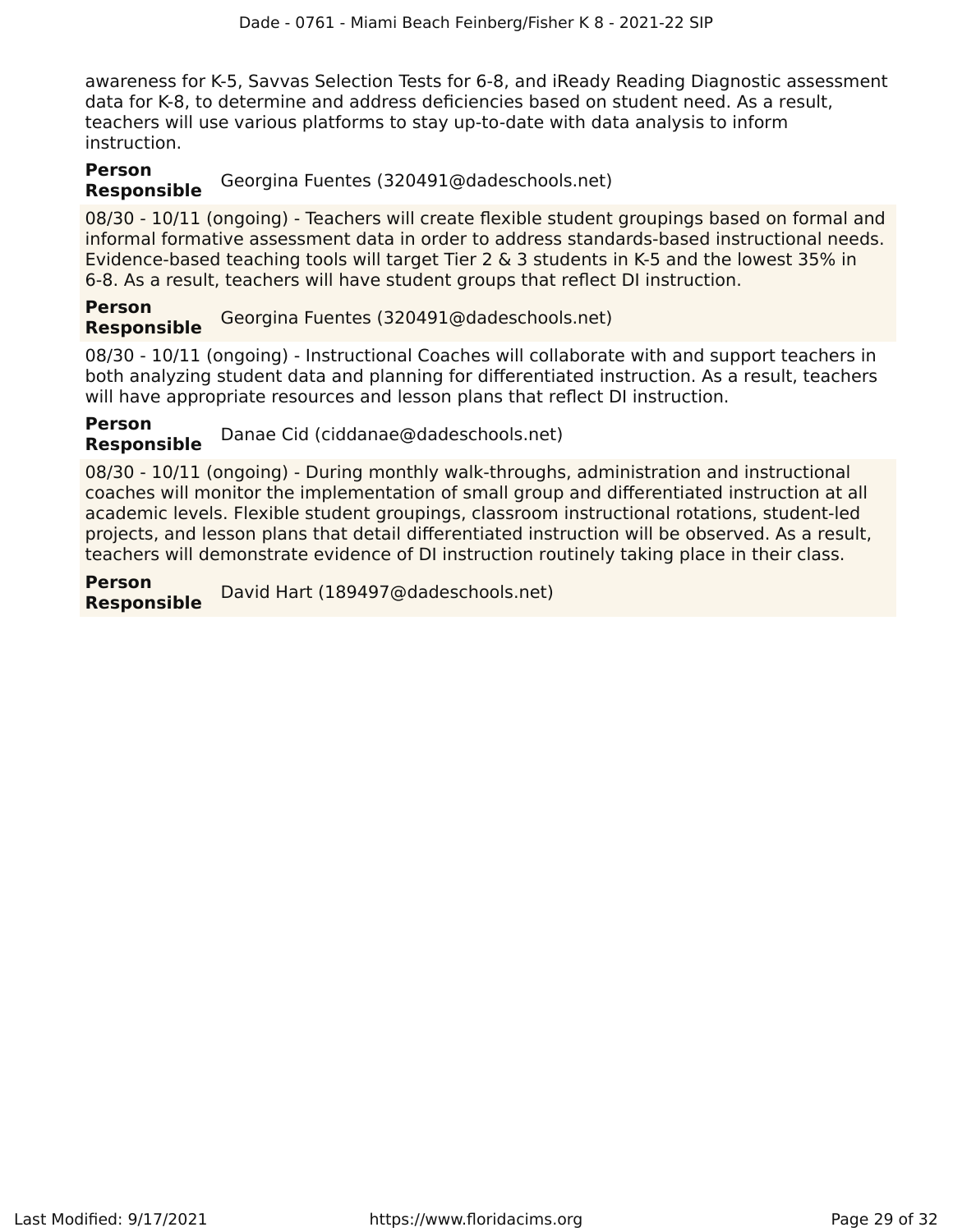awareness for K-5, Savvas Selection Tests for 6-8, and iReady Reading Diagnostic assessment data for K-8, to determine and address deficiencies based on student need. As a result, teachers will use various platforms to stay up-to-date with data analysis to inform instruction.

**Person Responsible** Georgina Fuentes (320491@dadeschools.net)

08/30 - 10/11 (ongoing) - Teachers will create flexible student groupings based on formal and informal formative assessment data in order to address standards-based instructional needs. Evidence-based teaching tools will target Tier 2 & 3 students in K-5 and the lowest 35% in 6-8. As a result, teachers will have student groups that reflect DI instruction.

**Person Responsible** Georgina Fuentes (320491@dadeschools.net)

08/30 - 10/11 (ongoing) - Instructional Coaches will collaborate with and support teachers in both analyzing student data and planning for differentiated instruction. As a result, teachers will have appropriate resources and lesson plans that reflect DI instruction.

**Person Responsible** Danae Cid (ciddanae@dadeschools.net)

08/30 - 10/11 (ongoing) - During monthly walk-throughs, administration and instructional coaches will monitor the implementation of small group and differentiated instruction at all academic levels. Flexible student groupings, classroom instructional rotations, student-led projects, and lesson plans that detail differentiated instruction will be observed. As a result, teachers will demonstrate evidence of DI instruction routinely taking place in their class.

**Person Responsible** David Hart (189497@dadeschools.net)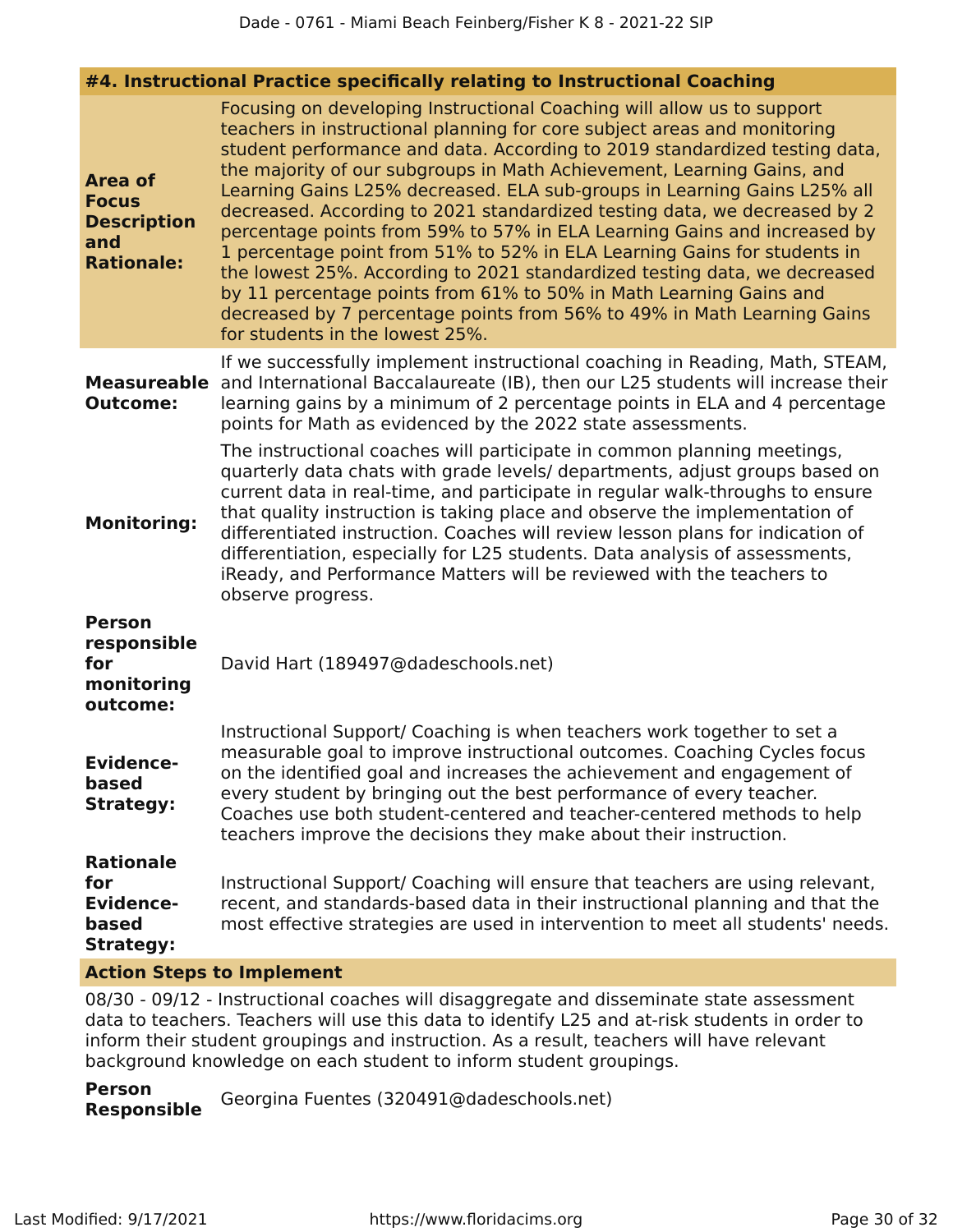## #4. Instructional Practice specifically relating to Instructional Coaching

**Area of Focus Description and Rationale:**

Focusing on developing Instructional Coaching will allow us to support teachers in instructional planning for core subject areas and monitoring student performance and data. According to 2019 standardized testing data, the majority of our subgroups in Math Achievement, Learning Gains, and Learning Gains L25% decreased. ELA sub-groups in Learning Gains L25% all decreased. According to 2021 standardized testing data, we decreased by 2 percentage points from 59% to 57% in ELA Learning Gains and increased by 1 percentage point from 51% to 52% in ELA Learning Gains for students in the lowest 25%. According to 2021 standardized testing data, we decreased by 11 percentage points from 61% to 50% in Math Learning Gains and decreased by 7 percentage points from 56% to 49% in Math Learning Gains for students in the lowest 25%.

**Measureable Outcome:**

If we successfully implement instructional coaching in Reading, Math, STEAM, and International Baccalaureate (IB), then our L25 students will increase their learning gains by a minimum of 2 percentage points in ELA and 4 percentage points for Math as evidenced by the 2022 state assessments.

**Monitoring:**

The instructional coaches will participate in common planning meetings, quarterly data chats with grade levels/ departments, adjust groups based on current data in real-time, and participate in regular walk-throughs to ensure that quality instruction is taking place and observe the implementation of differentiated instruction. Coaches will review lesson plans for indication of differentiation, especially for L25 students. Data analysis of assessments, iReady, and Performance Matters will be reviewed with the teachers to observe progress.

**Person responsible for monitoring outcome:**

David Hart (189497@dadeschools.net)

**Evidence-based Strategy:**

Instructional Support/ Coaching is when teachers work together to set a measurable goal to improve instructional outcomes. Coaching Cycles focus on the identified goal and increases the achievement and engagement of every student by bringing out the best performance of every teacher. Coaches use both student-centered and teacher-centered methods to help teachers improve the decisions they make about their instruction.

**Rationale for Evidence-based Strategy:**

Instructional Support/ Coaching will ensure that teachers are using relevant, recent, and standards-based data in their instructional planning and that the most effective strategies are used in intervention to meet all students' needs.

### Action Steps to Implement

08/30 - 09/12 - Instructional coaches will disaggregate and disseminate state assessment data to teachers. Teachers will use this data to identify L25 and at-risk students in order to inform their student groupings and instruction. As a result, teachers will have relevant background knowledge on each student to inform student groupings.

**Person Responsible:** Georgina Fuentes (320491@dadeschools.net)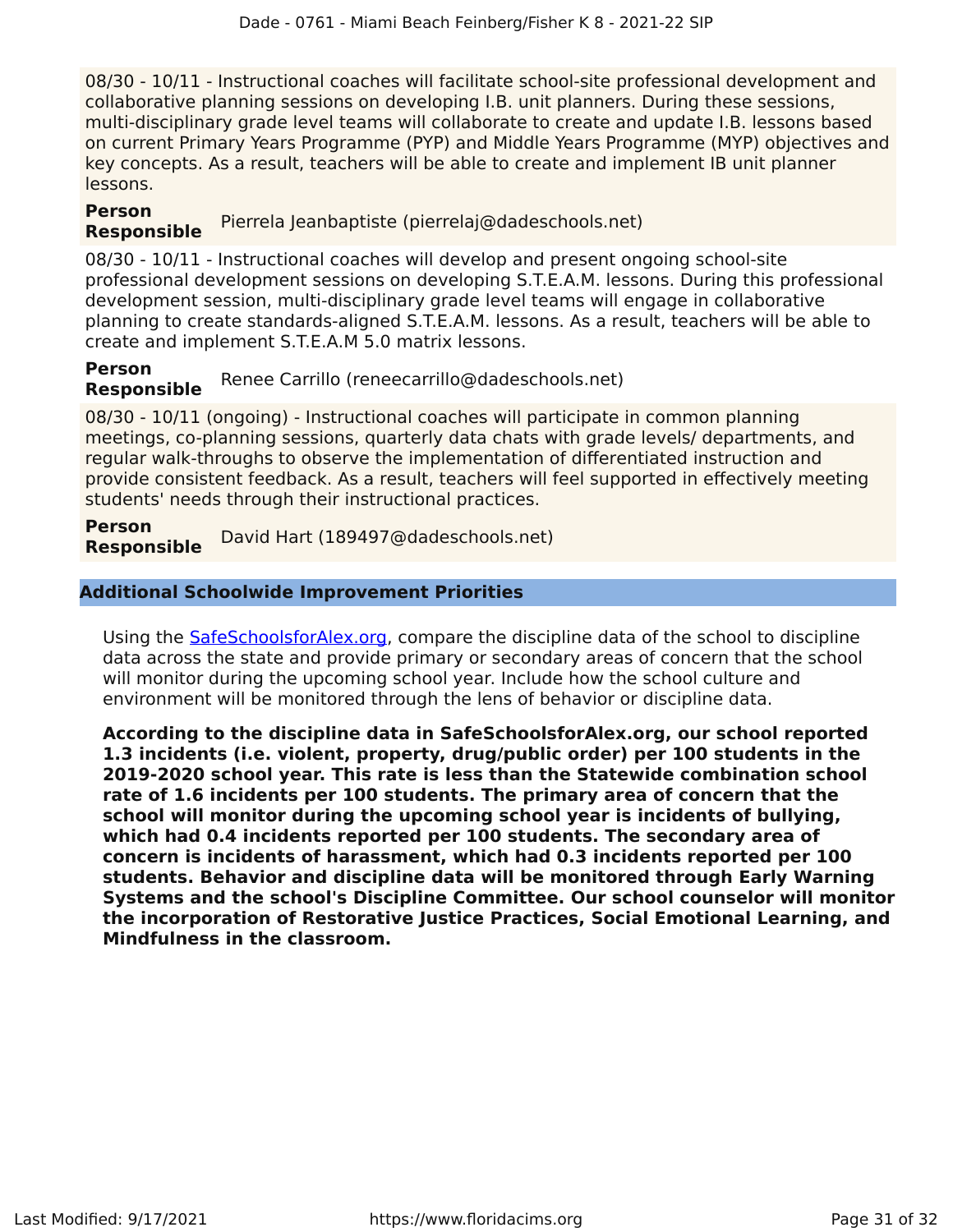08/30 - 10/11 - Instructional coaches will facilitate school-site professional development and collaborative planning sessions on developing I.B. unit planners. During these sessions, multi-disciplinary grade level teams will collaborate to create and update I.B. lessons based on current Primary Years Programme (PYP) and Middle Years Programme (MYP) objectives and key concepts. As a result, teachers will be able to create and implement IB unit planner lessons.

**Person Responsible** Pierrela Jeanbaptiste (pierrelaj@dadeschools.net)

08/30 - 10/11 - Instructional coaches will develop and present ongoing school-site professional development sessions on developing S.T.E.A.M. lessons. During this professional development session, multi-disciplinary grade level teams will engage in collaborative planning to create standards-aligned S.T.E.A.M. lessons. As a result, teachers will be able to create and implement S.T.E.A.M 5.0 matrix lessons.

**Person Responsible** Renee Carrillo (reneecarrillo@dadeschools.net)

08/30 - 10/11 (ongoing) - Instructional coaches will participate in common planning meetings, co-planning sessions, quarterly data chats with grade levels/ departments, and regular walk-throughs to observe the implementation of differentiated instruction and provide consistent feedback. As a result, teachers will feel supported in effectively meeting students' needs through their instructional practices.

**Person Responsible** David Hart (189497@dadeschools.net)

## Additional Schoolwide Improvement Priorities

Using the [SafeSchoolsforAlex.org](SafeSchoolsforAlex.org), compare the discipline data of the school to discipline data across the state and provide primary or secondary areas of concern that the school will monitor during the upcoming school year. Include how the school culture and environment will be monitored through the lens of behavior or discipline data.

**According to the discipline data in SafeSchoolsforAlex.org, our school reported 1.3 incidents (i.e. violent, property, drug/public order) per 100 students in the 2019-2020 school year. This rate is less than the Statewide combination school rate of 1.6 incidents per 100 students. The primary area of concern that the school will monitor during the upcoming school year is incidents of bullying, which had 0.4 incidents reported per 100 students. The secondary area of concern is incidents of harassment, which had 0.3 incidents reported per 100 students. Behavior and discipline data will be monitored through Early Warning Systems and the school's Discipline Committee. Our school counselor will monitor the incorporation of Restorative Justice Practices, Social Emotional Learning, and Mindfulness in the classroom.**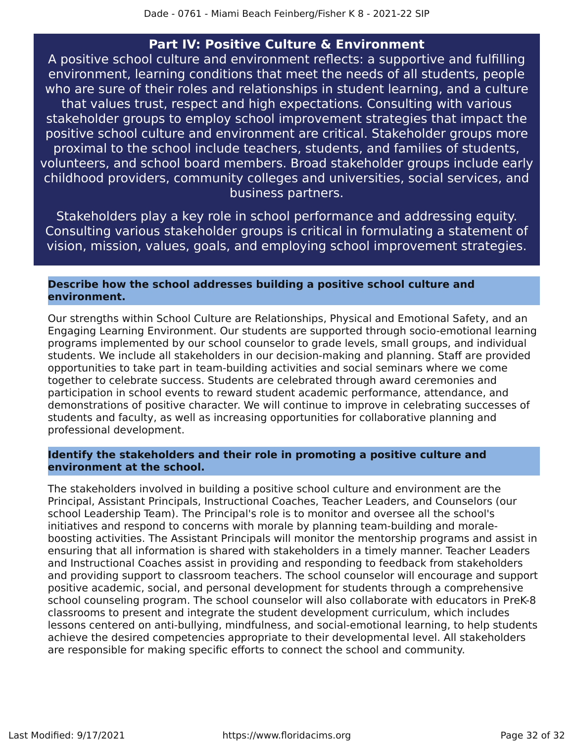## Part IV: Positive Culture & Environment

A positive school culture and environment reflects: a supportive and fulfilling environment, learning conditions that meet the needs of all students, people who are sure of their roles and relationships in student learning, and a culture that values trust, respect and high expectations. Consulting with various stakeholder groups to employ school improvement strategies that impact the positive school culture and environment are critical. Stakeholder groups more proximal to the school include teachers, students, and families of students, volunteers, and school board members. Broad stakeholder groups include early childhood providers, community colleges and universities, social services, and business partners.

Stakeholders play a key role in school performance and addressing equity. Consulting various stakeholder groups is critical in formulating a statement of vision, mission, values, goals, and employing school improvement strategies.

### Describe how the school addresses building a positive school culture and environment.

Our strengths within School Culture are Relationships, Physical and Emotional Safety, and an Engaging Learning Environment. Our students are supported through socio-emotional learning programs implemented by our school counselor to grade levels, small groups, and individual students. We include all stakeholders in our decision-making and planning. Staff are provided opportunities to take part in team-building activities and social seminars where we come together to celebrate success. Students are celebrated through award ceremonies and participation in school events to reward student academic performance, attendance, and demonstrations of positive character. We will continue to improve in celebrating successes of students and faculty, as well as increasing opportunities for collaborative planning and professional development.

### Identify the stakeholders and their role in promoting a positive culture and environment at the school.

The stakeholders involved in building a positive school culture and environment are the Principal, Assistant Principals, Instructional Coaches, Teacher Leaders, and Counselors (our school Leadership Team). The Principal's role is to monitor and oversee all the school's initiatives and respond to concerns with morale by planning team-building and morale-boosting activities. The Assistant Principals will monitor the mentorship programs and assist in ensuring that all information is shared with stakeholders in a timely manner. Teacher Leaders and Instructional Coaches assist in providing and responding to feedback from stakeholders and providing support to classroom teachers. The school counselor will encourage and support positive academic, social, and personal development for students through a comprehensive school counseling program. The school counselor will also collaborate with educators in PreK-8 classrooms to present and integrate the student development curriculum, which includes lessons centered on anti-bullying, mindfulness, and social-emotional learning, to help students achieve the desired competencies appropriate to their developmental level. All stakeholders are responsible for making specific efforts to connect the school and community.